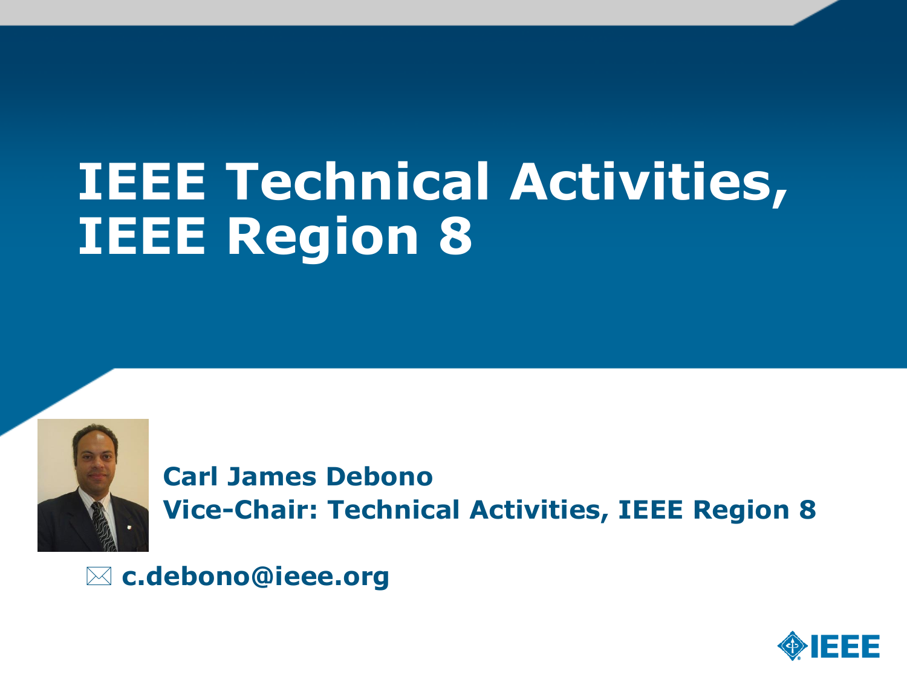# IEEE Technical Activities, IEEE Region 8

**Carl James Debono**
**Vice-Chair: Technical Activities, IEEE Region 8**

✉ **c.debono@ieee.org**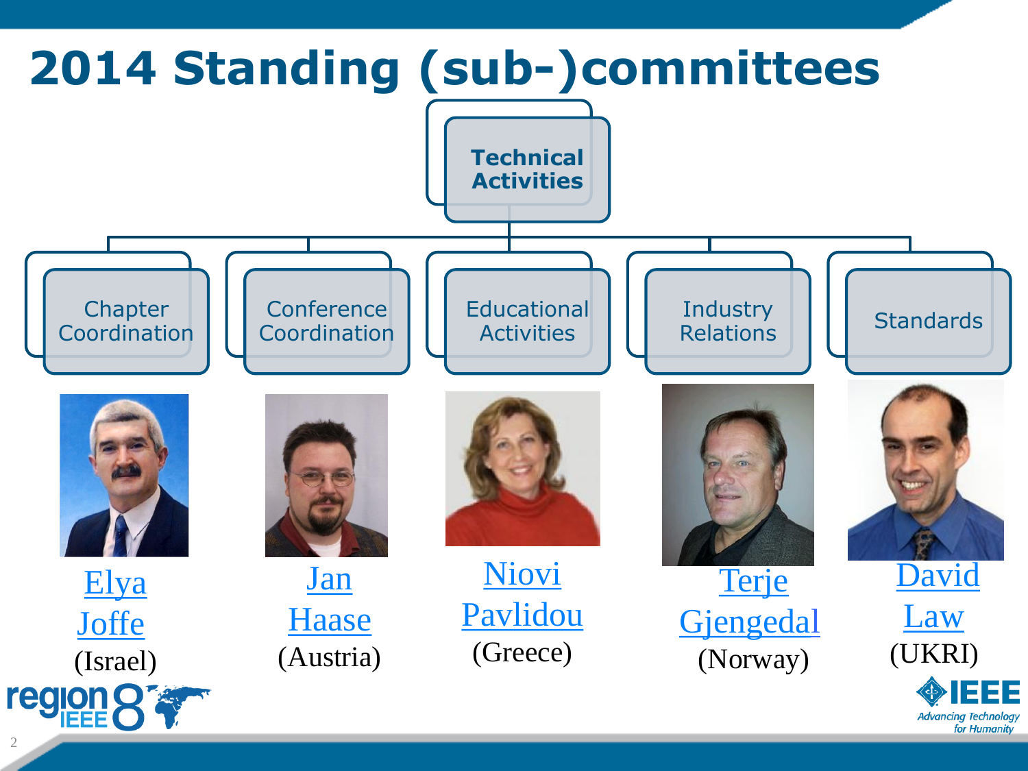# 2014 Standing (sub-)committees

**Technical Activities**

- Chapter Coordination — Elya Joffe (Israel)
- Conference Coordination — Jan Haase (Austria)
- Educational Activities — Niovi Pavlidou (Greece)
- Industry Relations — Terje Gjengedal (Norway)
- Standards — David Law (UKRI)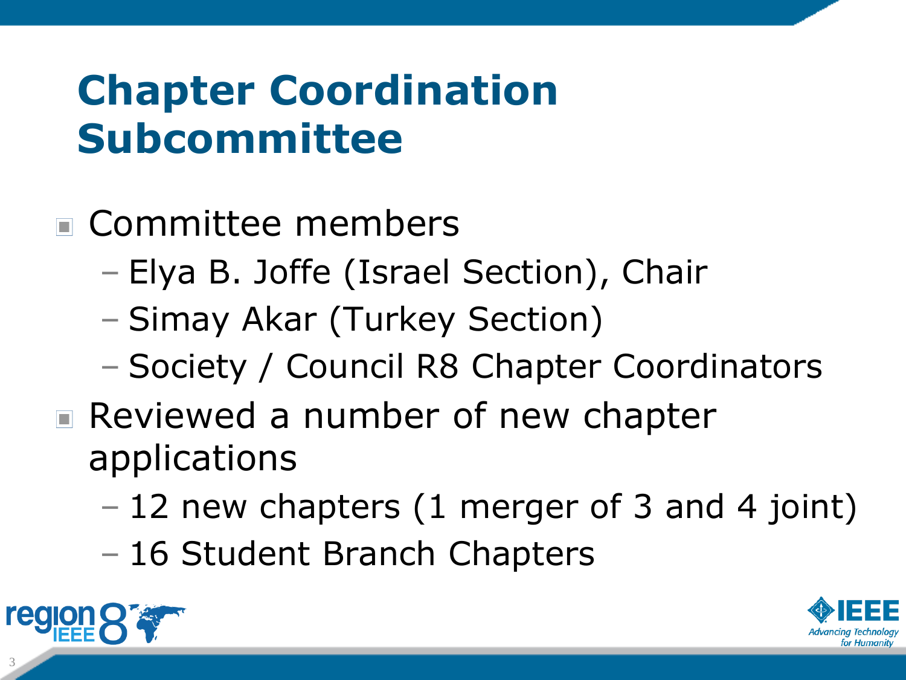# Chapter Coordination Subcommittee

- Committee members
  - Elya B. Joffe (Israel Section), Chair
  - Simay Akar (Turkey Section)
  - Society / Council R8 Chapter Coordinators
- Reviewed a number of new chapter applications
  - 12 new chapters (1 merger of 3 and 4 joint)
  - 16 Student Branch Chapters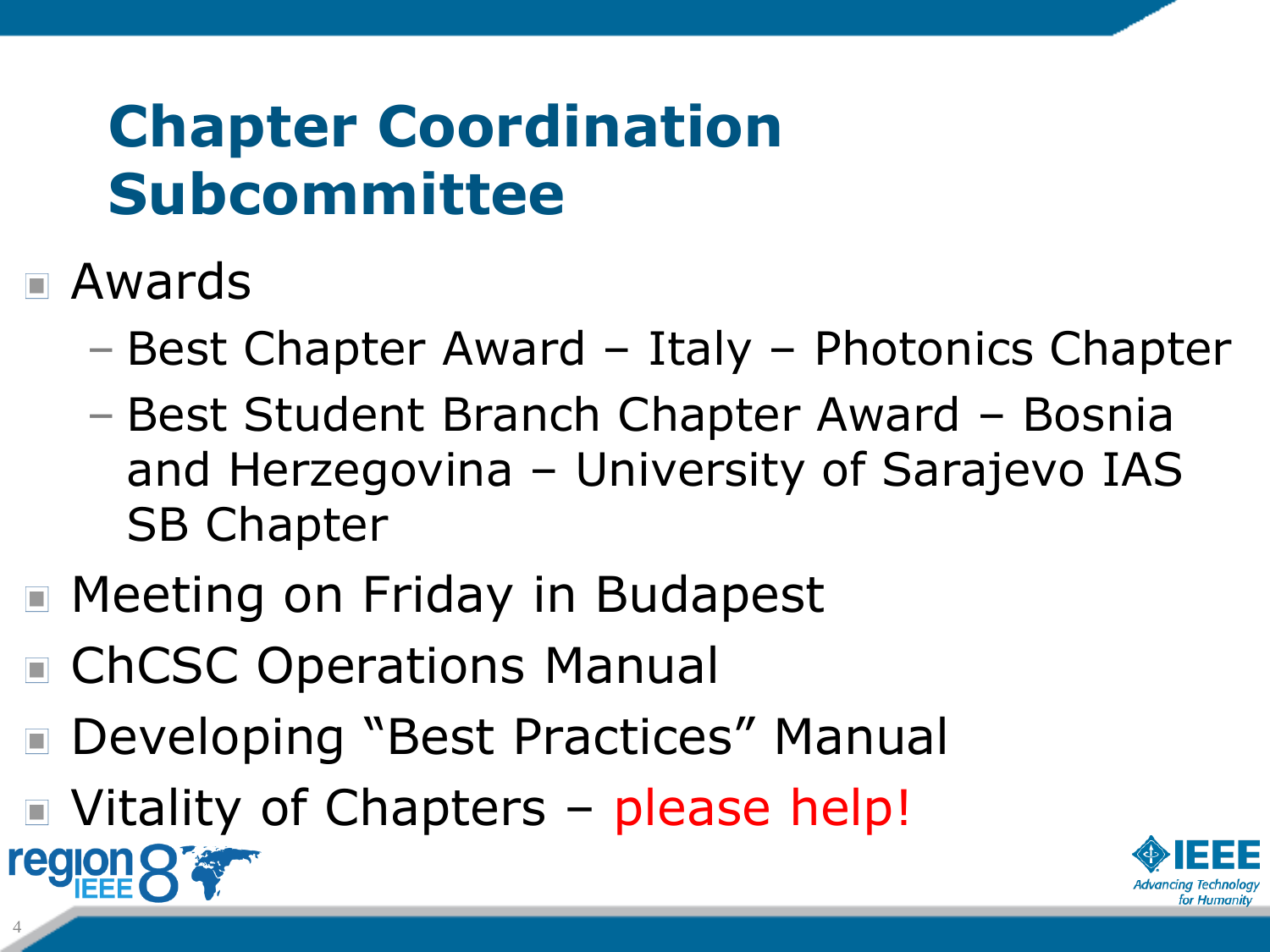# Chapter Coordination Subcommittee

- Awards
  - Best Chapter Award – Italy – Photonics Chapter
  - Best Student Branch Chapter Award – Bosnia and Herzegovina – University of Sarajevo IAS SB Chapter
- Meeting on Friday in Budapest
- ChCSC Operations Manual
- Developing "Best Practices" Manual
- Vitality of Chapters – please help!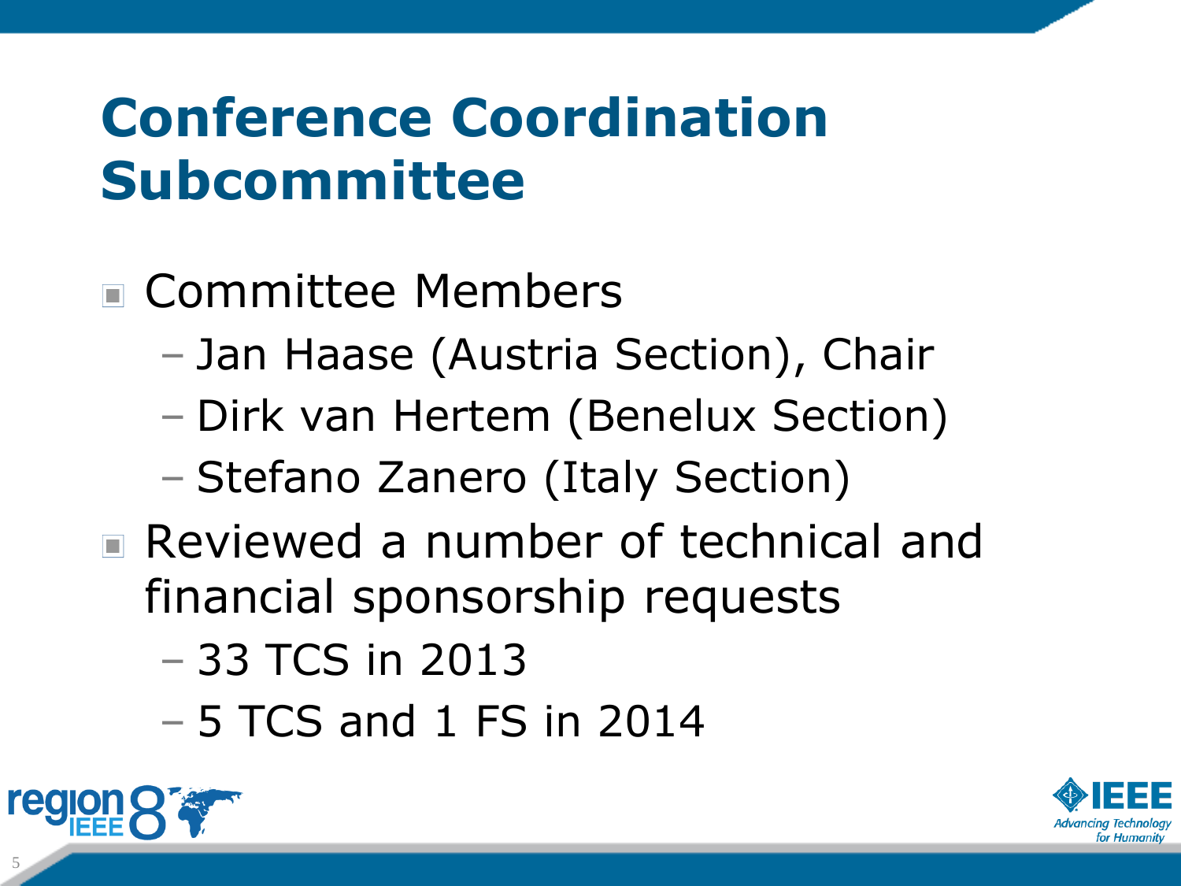# Conference Coordination Subcommittee

- Committee Members
  - Jan Haase (Austria Section), Chair
  - Dirk van Hertem (Benelux Section)
  - Stefano Zanero (Italy Section)
- Reviewed a number of technical and financial sponsorship requests
  - 33 TCS in 2013
  - 5 TCS and 1 FS in 2014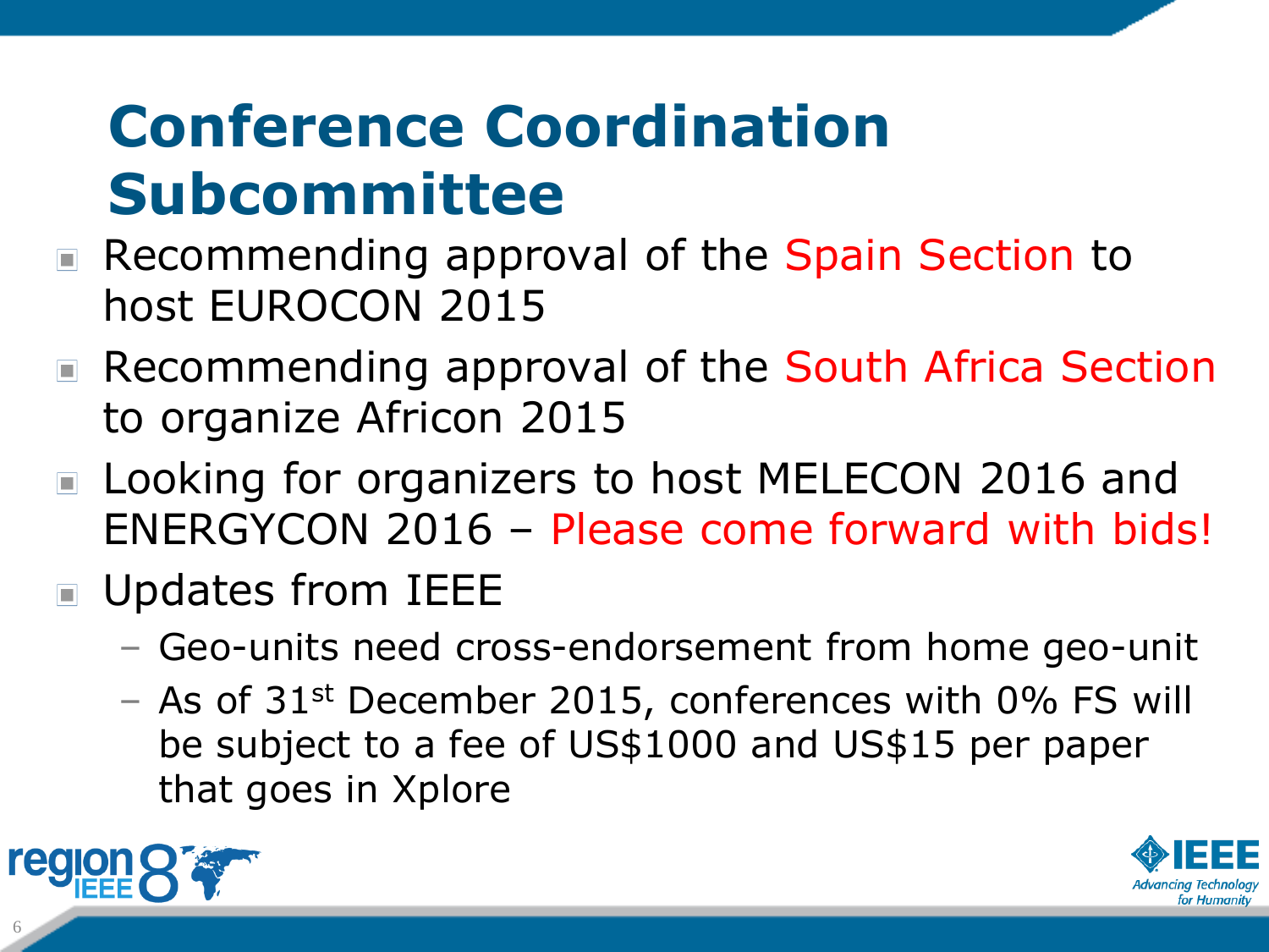# Conference Coordination Subcommittee

- Recommending approval of the Spain Section to host EUROCON 2015
- Recommending approval of the South Africa Section to organize Africon 2015
- Looking for organizers to host MELECON 2016 and ENERGYCON 2016 – Please come forward with bids!
- Updates from IEEE
  - Geo-units need cross-endorsement from home geo-unit
  - As of 31$^{st}$ December 2015, conferences with 0% FS will be subject to a fee of US$1000 and US$15 per paper that goes in Xplore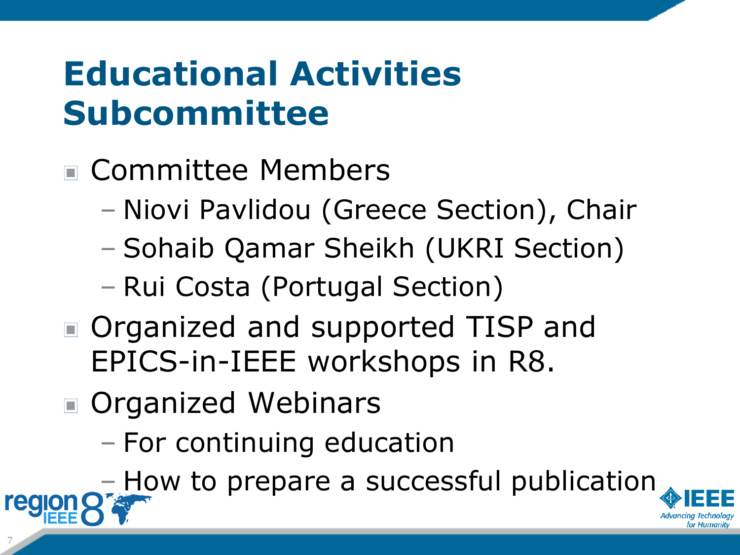# Educational Activities Subcommittee

- Committee Members
  - Niovi Pavlidou (Greece Section), Chair
  - Sohaib Qamar Sheikh (UKRI Section)
  - Rui Costa (Portugal Section)
- Organized and supported TISP and EPICS-in-IEEE workshops in R8.
- Organized Webinars
  - For continuing education
  - How to prepare a successful publication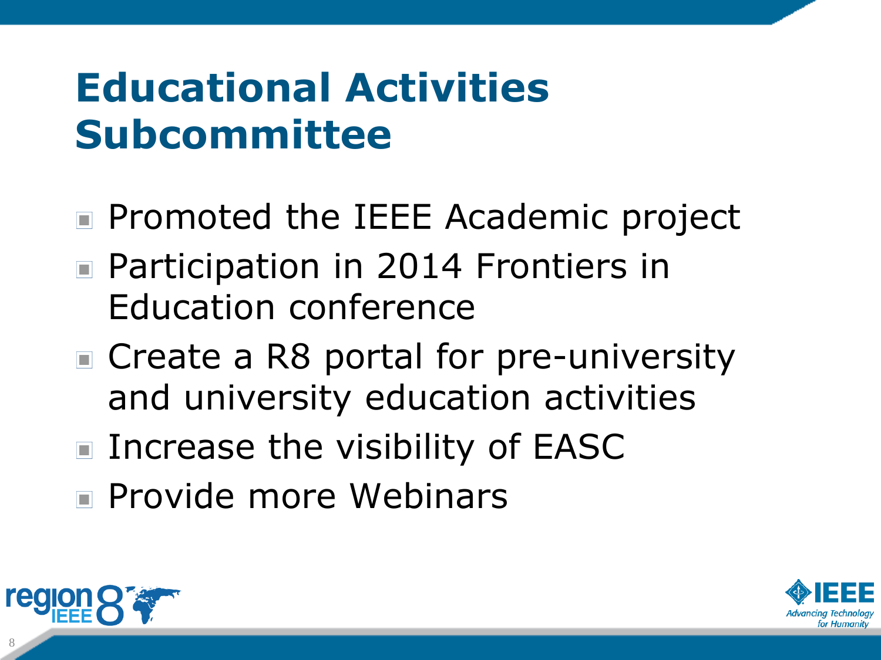# Educational Activities Subcommittee

- Promoted the IEEE Academic project
- Participation in 2014 Frontiers in Education conference
- Create a R8 portal for pre-university and university education activities
- Increase the visibility of EASC
- Provide more Webinars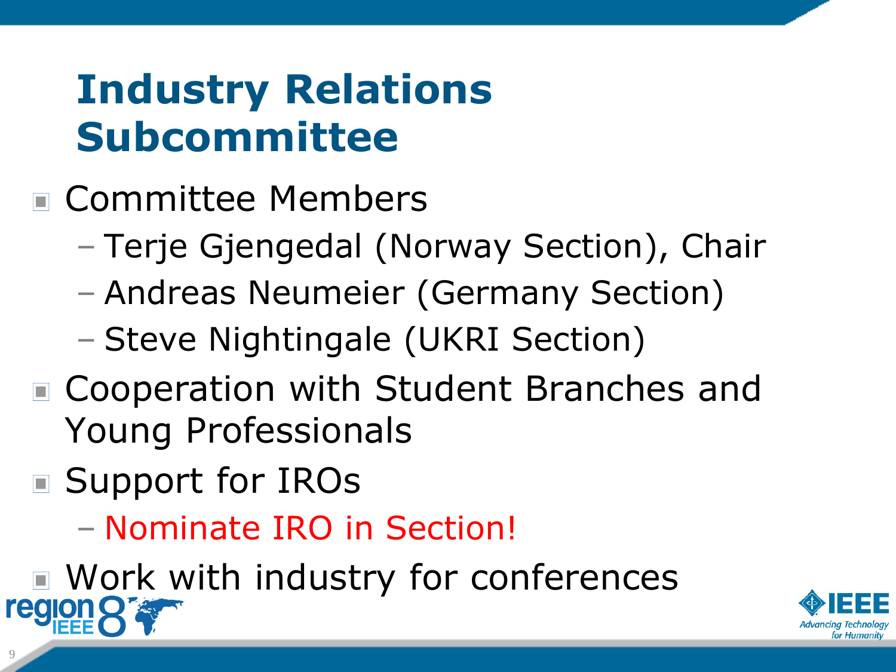# Industry Relations Subcommittee

- Committee Members
  - Terje Gjengedal (Norway Section), Chair
  - Andreas Neumeier (Germany Section)
  - Steve Nightingale (UKRI Section)
- Cooperation with Student Branches and Young Professionals
- Support for IROs
  - Nominate IRO in Section!
- Work with industry for conferences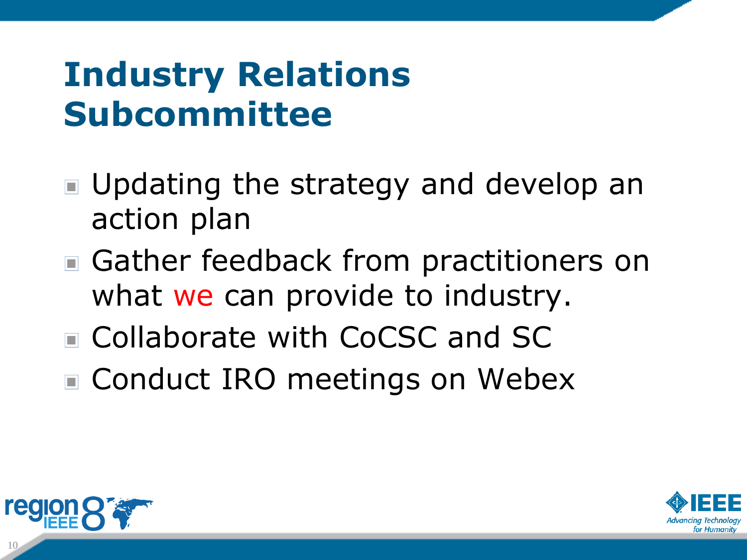# Industry Relations Subcommittee

- Updating the strategy and develop an action plan
- Gather feedback from practitioners on what we can provide to industry.
- Collaborate with CoCSC and SC
- Conduct IRO meetings on Webex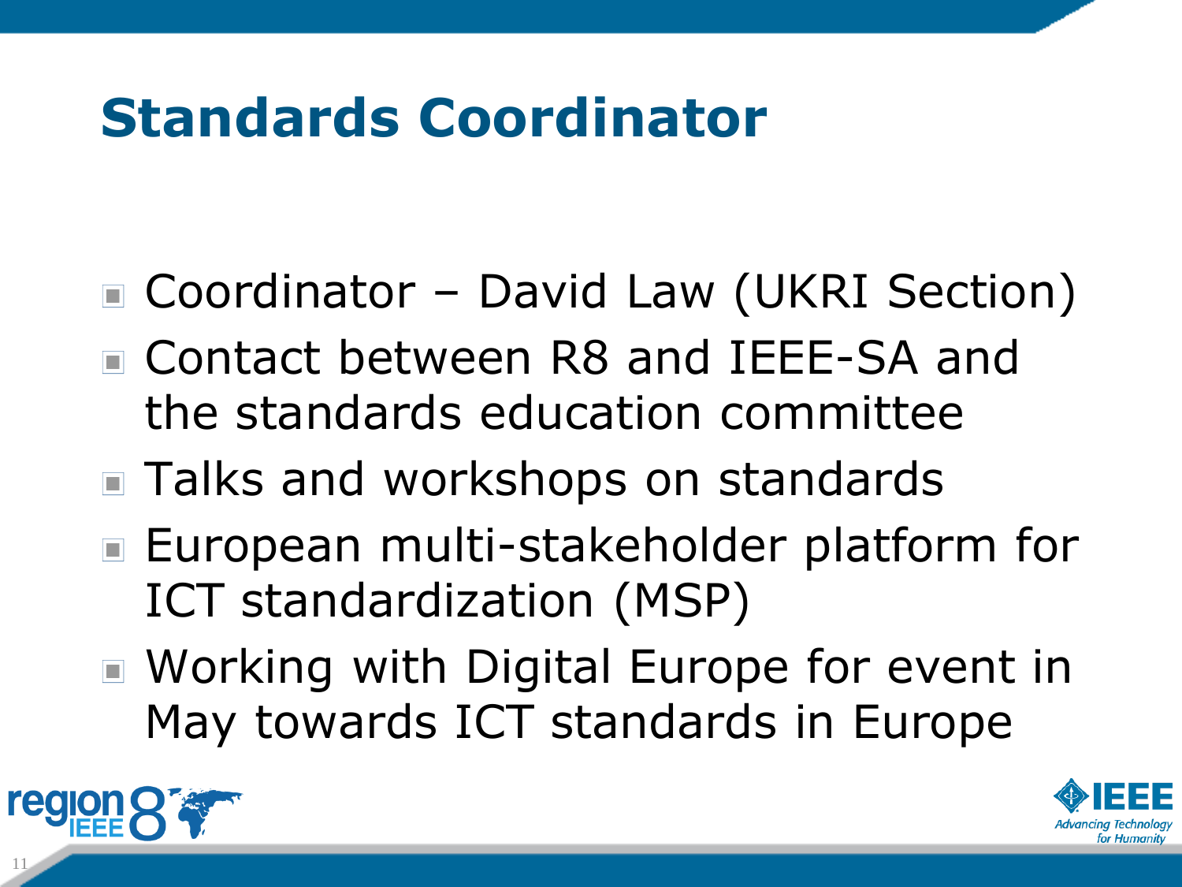# Standards Coordinator

- Coordinator – David Law (UKRI Section)
- Contact between R8 and IEEE-SA and the standards education committee
- Talks and workshops on standards
- European multi-stakeholder platform for ICT standardization (MSP)
- Working with Digital Europe for event in May towards ICT standards in Europe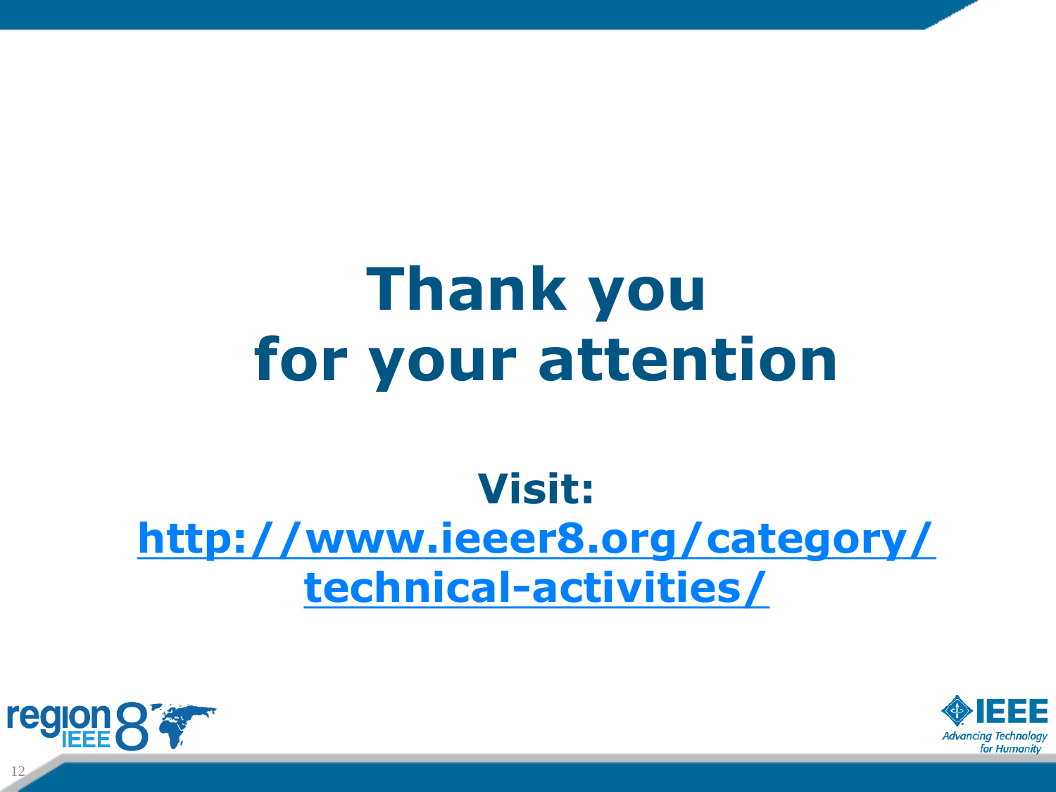# Thank you for your attention

**Visit:**
**[http://www.ieeer8.org/category/technical-activities/](http://www.ieeer8.org/category/technical-activities/)**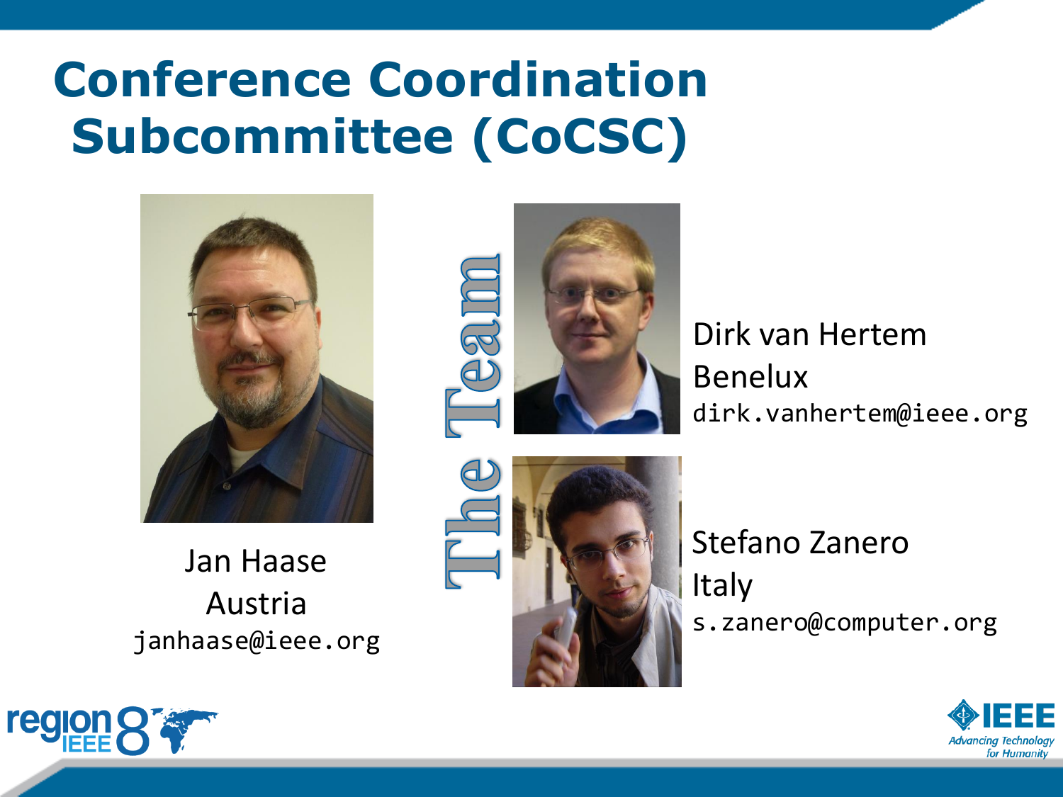# Conference Coordination Subcommittee (CoCSC)

## The Team

Jan Haase
Austria
janhaase@ieee.org

Dirk van Hertem
Benelux
dirk.vanhertem@ieee.org

Stefano Zanero
Italy
s.zanero@computer.org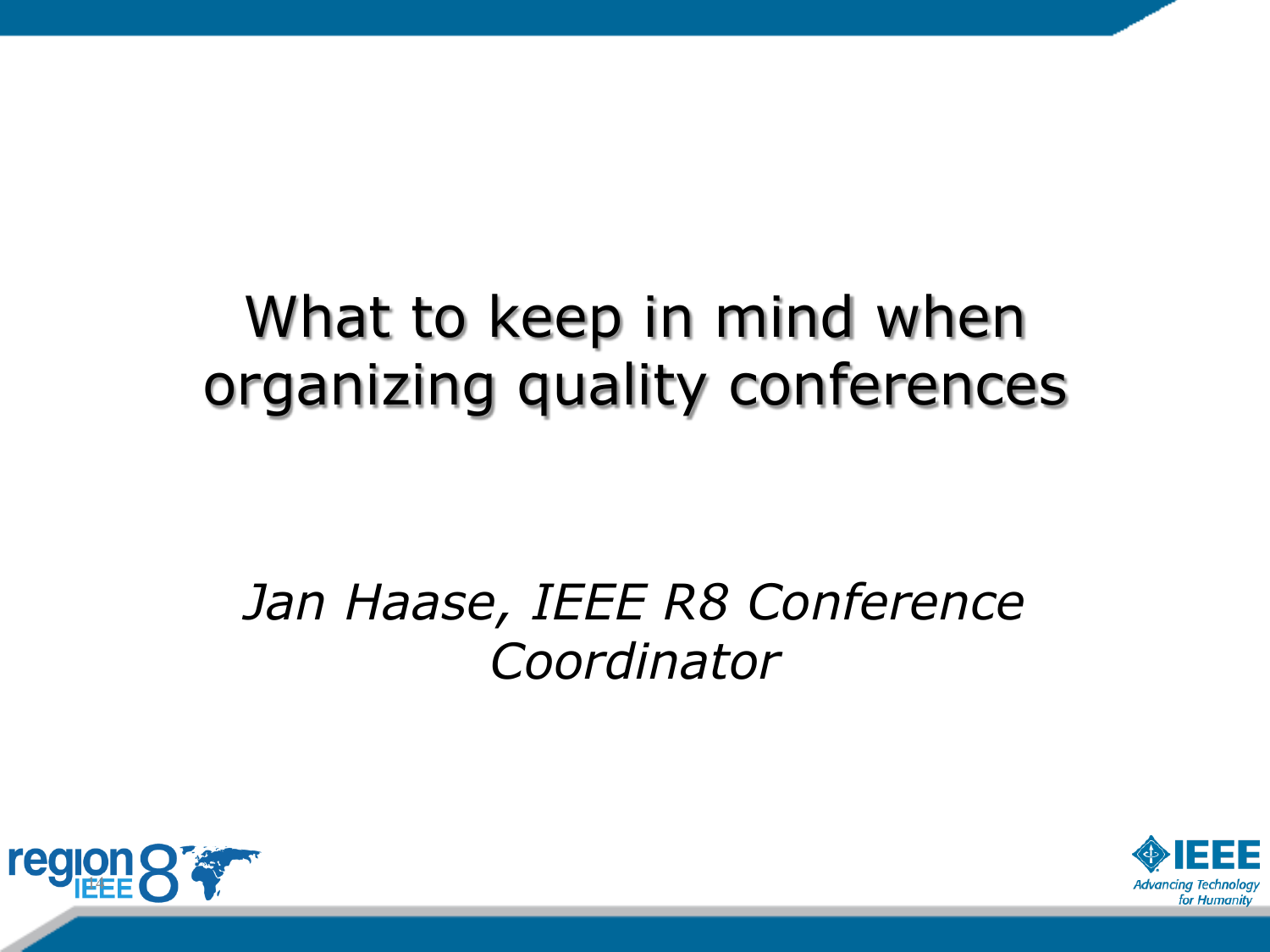# What to keep in mind when organizing quality conferences

*Jan Haase, IEEE R8 Conference Coordinator*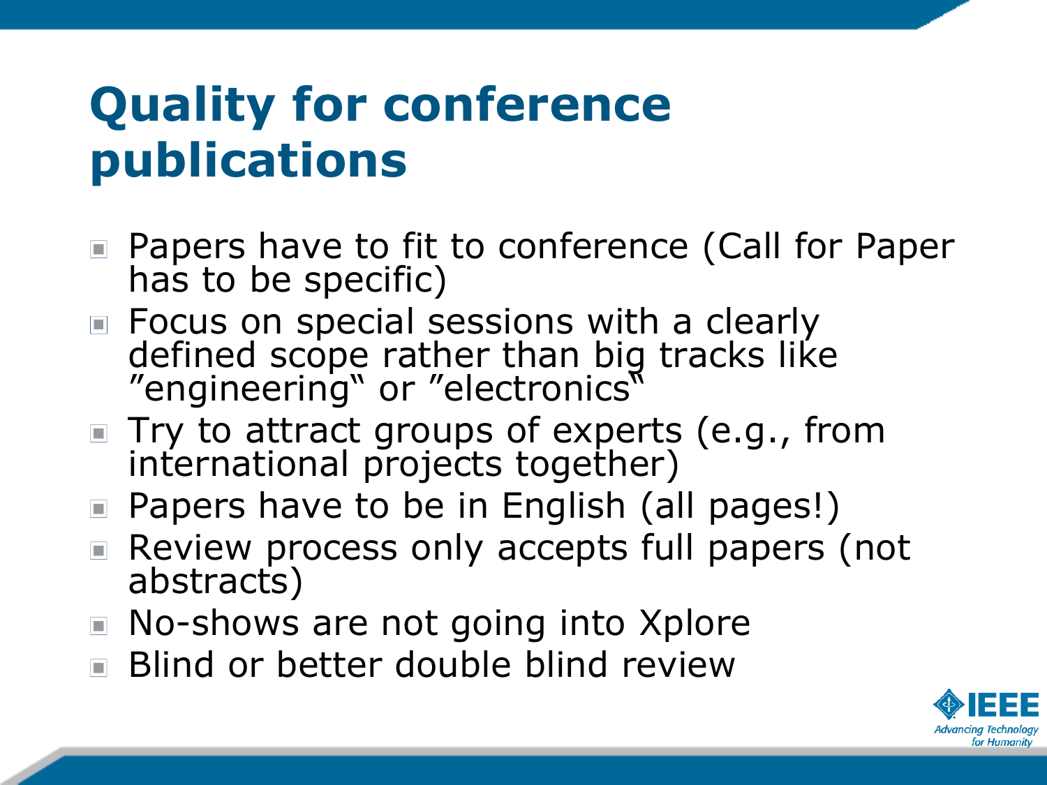# Quality for conference publications

- Papers have to fit to conference (Call for Paper has to be specific)
- Focus on special sessions with a clearly defined scope rather than big tracks like "engineering" or "electronics"
- Try to attract groups of experts (e.g., from international projects together)
- Papers have to be in English (all pages!)
- Review process only accepts full papers (not abstracts)
- No-shows are not going into Xplore
- Blind or better double blind review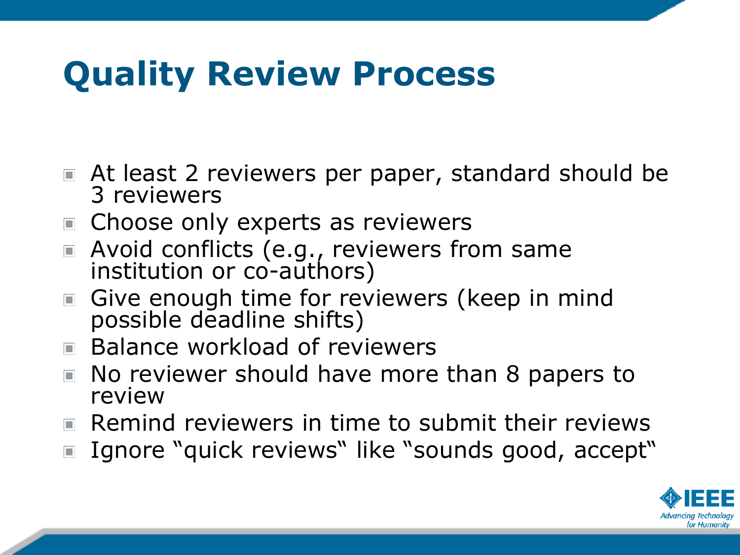# Quality Review Process

- At least 2 reviewers per paper, standard should be 3 reviewers
- Choose only experts as reviewers
- Avoid conflicts (e.g., reviewers from same institution or co-authors)
- Give enough time for reviewers (keep in mind possible deadline shifts)
- Balance workload of reviewers
- No reviewer should have more than 8 papers to review
- Remind reviewers in time to submit their reviews
- Ignore "quick reviews" like "sounds good, accept"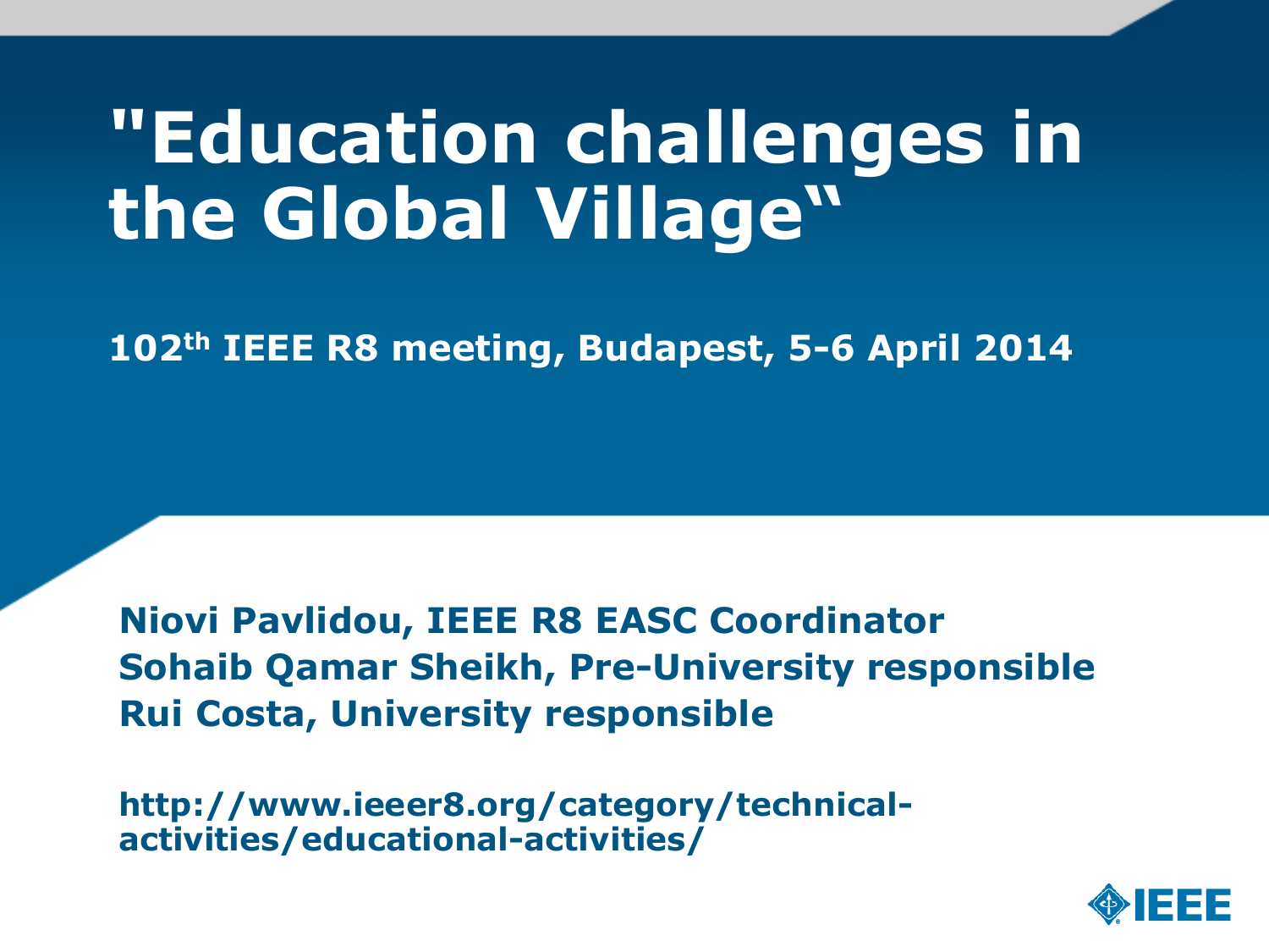# "Education challenges in the Global Village"

**$102^{th}$ IEEE R8 meeting, Budapest, 5-6 April 2014**

**Niovi Pavlidou, IEEE R8 EASC Coordinator**
**Sohaib Qamar Sheikh, Pre-University responsible**
**Rui Costa, University responsible**

**http://www.ieeer8.org/category/technical-activities/educational-activities/**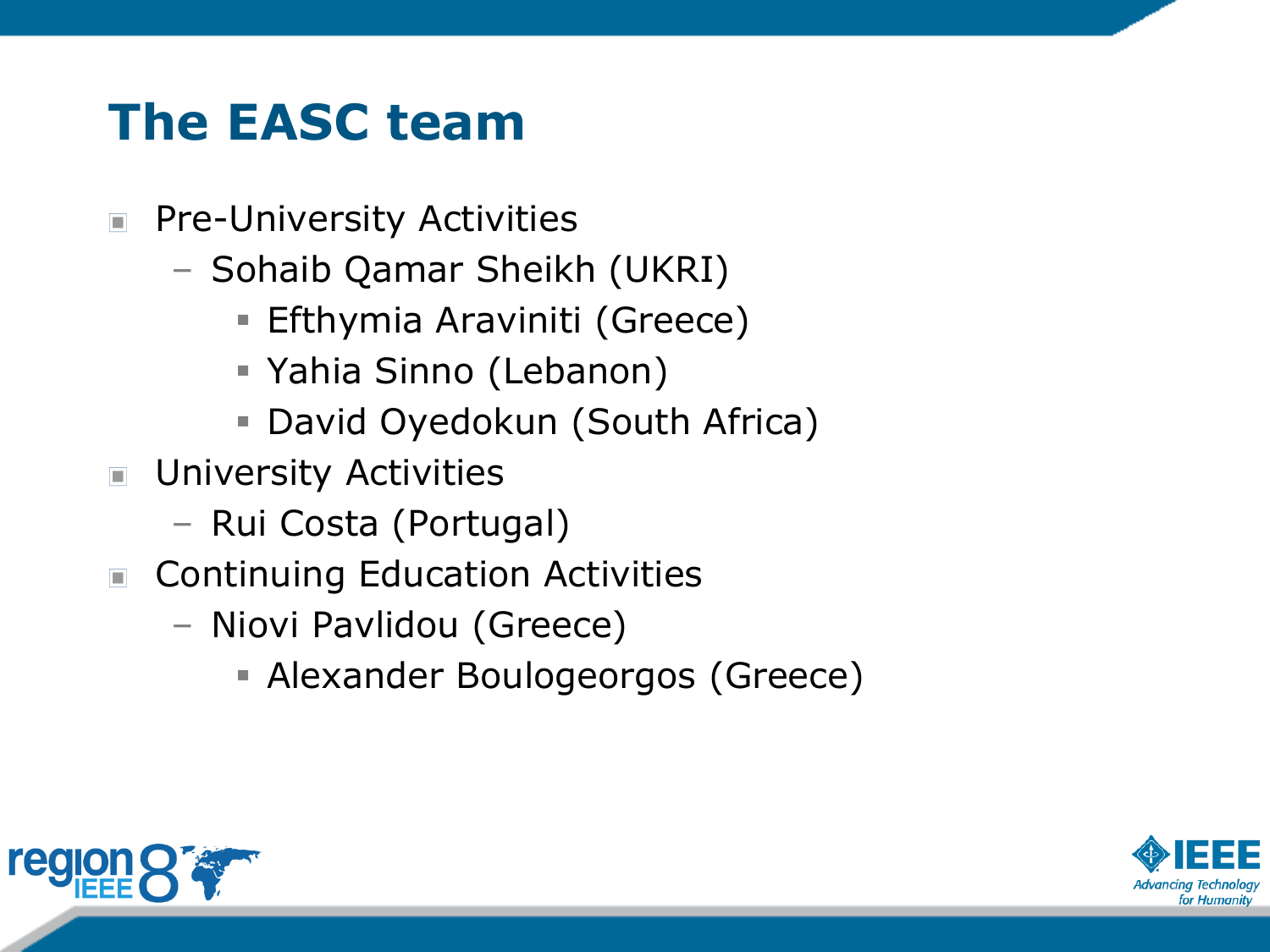# The EASC team

- Pre-University Activities
  - Sohaib Qamar Sheikh (UKRI)
    - Efthymia Araviniti (Greece)
    - Yahia Sinno (Lebanon)
    - David Oyedokun (South Africa)
- University Activities
  - Rui Costa (Portugal)
- Continuing Education Activities
  - Niovi Pavlidou (Greece)
    - Alexander Boulogeorgos (Greece)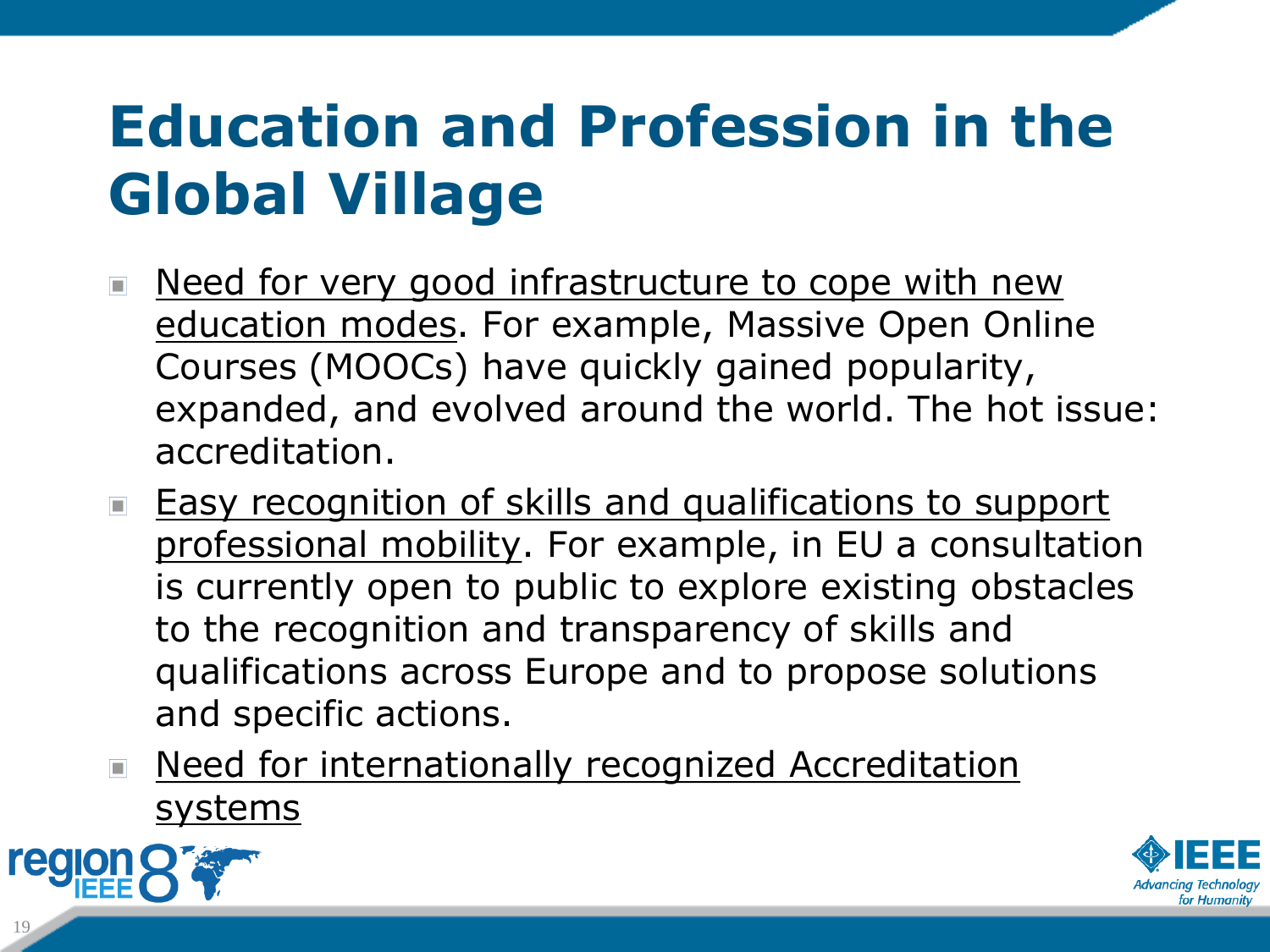# Education and Profession in the Global Village

- <u>Need for very good infrastructure to cope with new education modes</u>. For example, Massive Open Online Courses (MOOCs) have quickly gained popularity, expanded, and evolved around the world. The hot issue: accreditation.
- <u>Easy recognition of skills and qualifications to support professional mobility</u>. For example, in EU a consultation is currently open to public to explore existing obstacles to the recognition and transparency of skills and qualifications across Europe and to propose solutions and specific actions.
- <u>Need for internationally recognized Accreditation systems</u>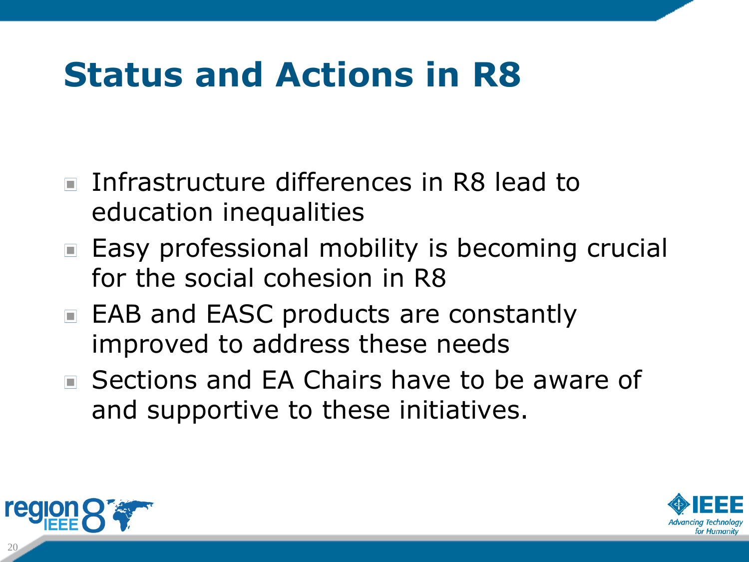# Status and Actions in R8

- Infrastructure differences in R8 lead to education inequalities
- Easy professional mobility is becoming crucial for the social cohesion in R8
- EAB and EASC products are constantly improved to address these needs
- Sections and EA Chairs have to be aware of and supportive to these initiatives.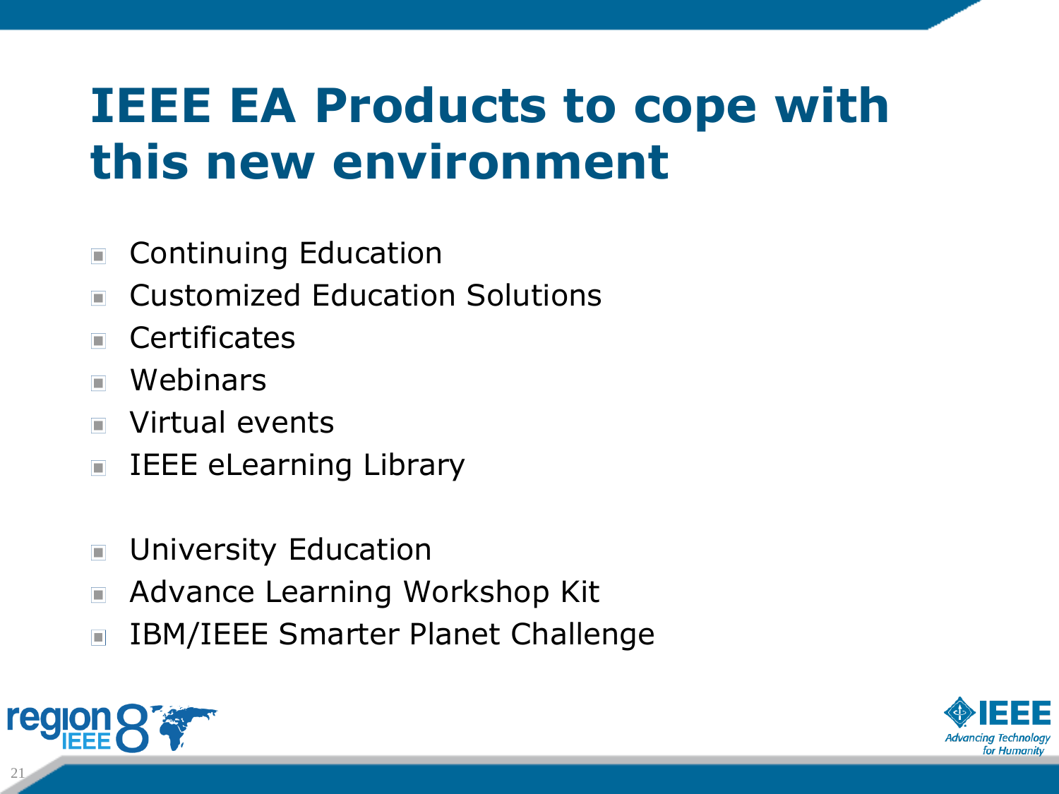# IEEE EA Products to cope with this new environment

- Continuing Education
- Customized Education Solutions
- Certificates
- Webinars
- Virtual events
- IEEE eLearning Library

- University Education
- Advance Learning Workshop Kit
- IBM/IEEE Smarter Planet Challenge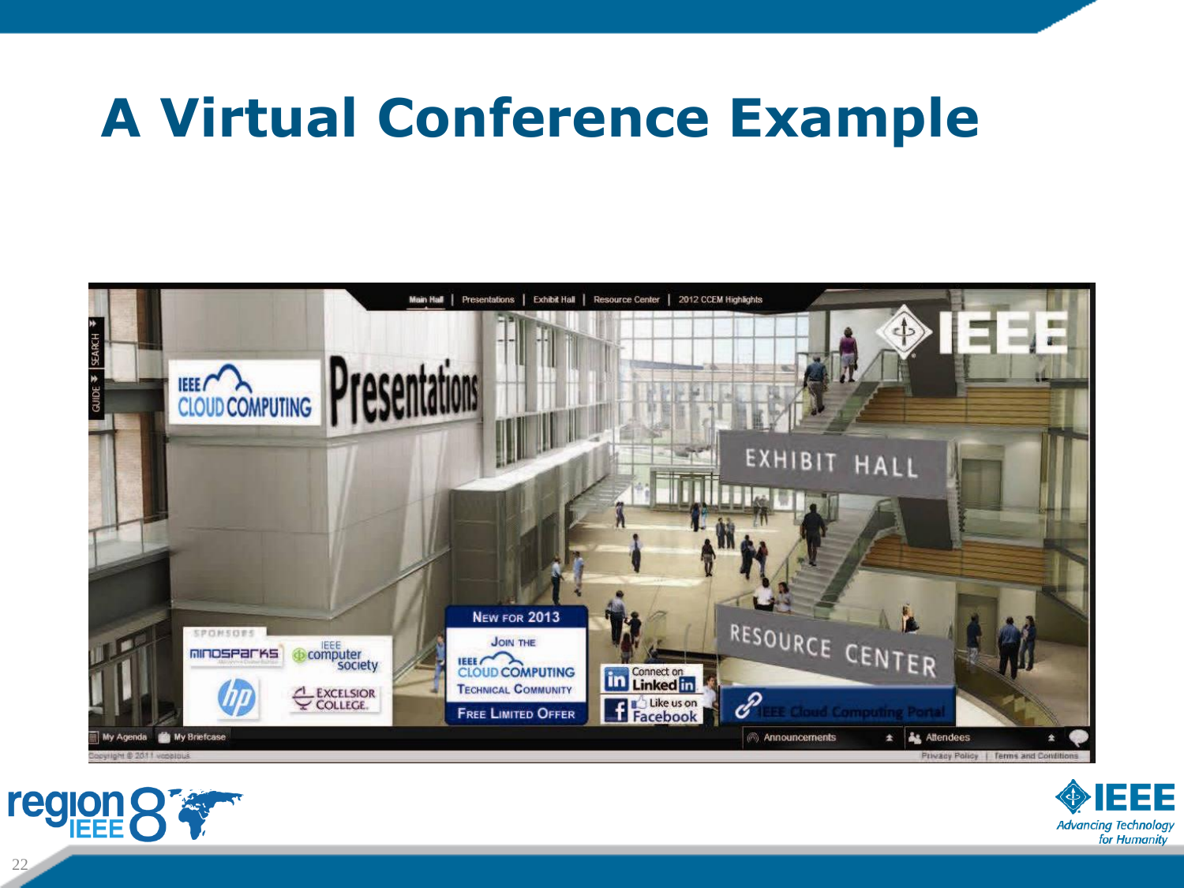# A Virtual Conference Example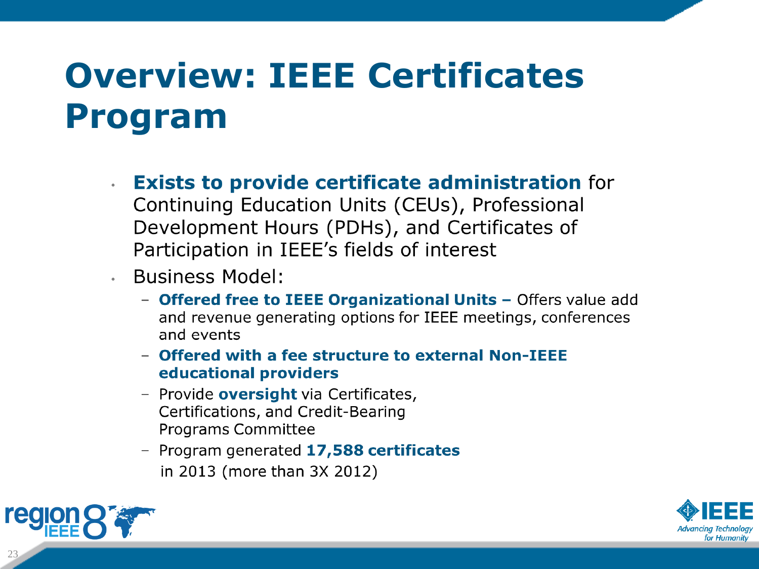# Overview: IEEE Certificates Program

- **Exists to provide certificate administration** for Continuing Education Units (CEUs), Professional Development Hours (PDHs), and Certificates of Participation in IEEE's fields of interest
- Business Model:
  - **Offered free to IEEE Organizational Units –** Offers value add and revenue generating options for IEEE meetings, conferences and events
  - **Offered with a fee structure to external Non-IEEE educational providers**
  - Provide **oversight** via Certificates, Certifications, and Credit-Bearing Programs Committee
  - Program generated **17,588 certificates** in 2013 (more than 3X 2012)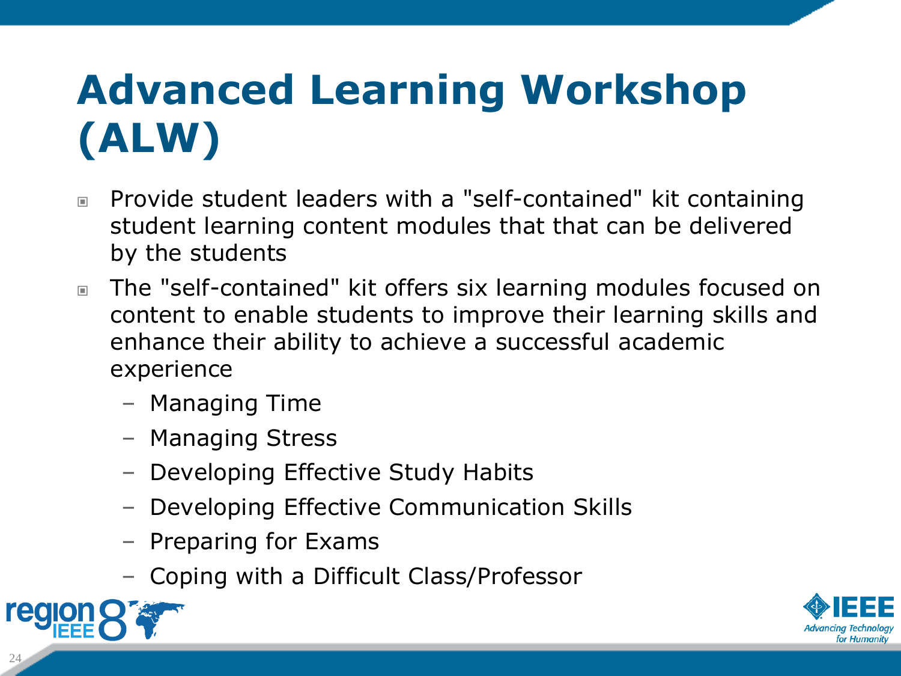# Advanced Learning Workshop (ALW)

- Provide student leaders with a "self-contained" kit containing student learning content modules that that can be delivered by the students
- The "self-contained" kit offers six learning modules focused on content to enable students to improve their learning skills and enhance their ability to achieve a successful academic experience
  - Managing Time
  - Managing Stress
  - Developing Effective Study Habits
  - Developing Effective Communication Skills
  - Preparing for Exams
  - Coping with a Difficult Class/Professor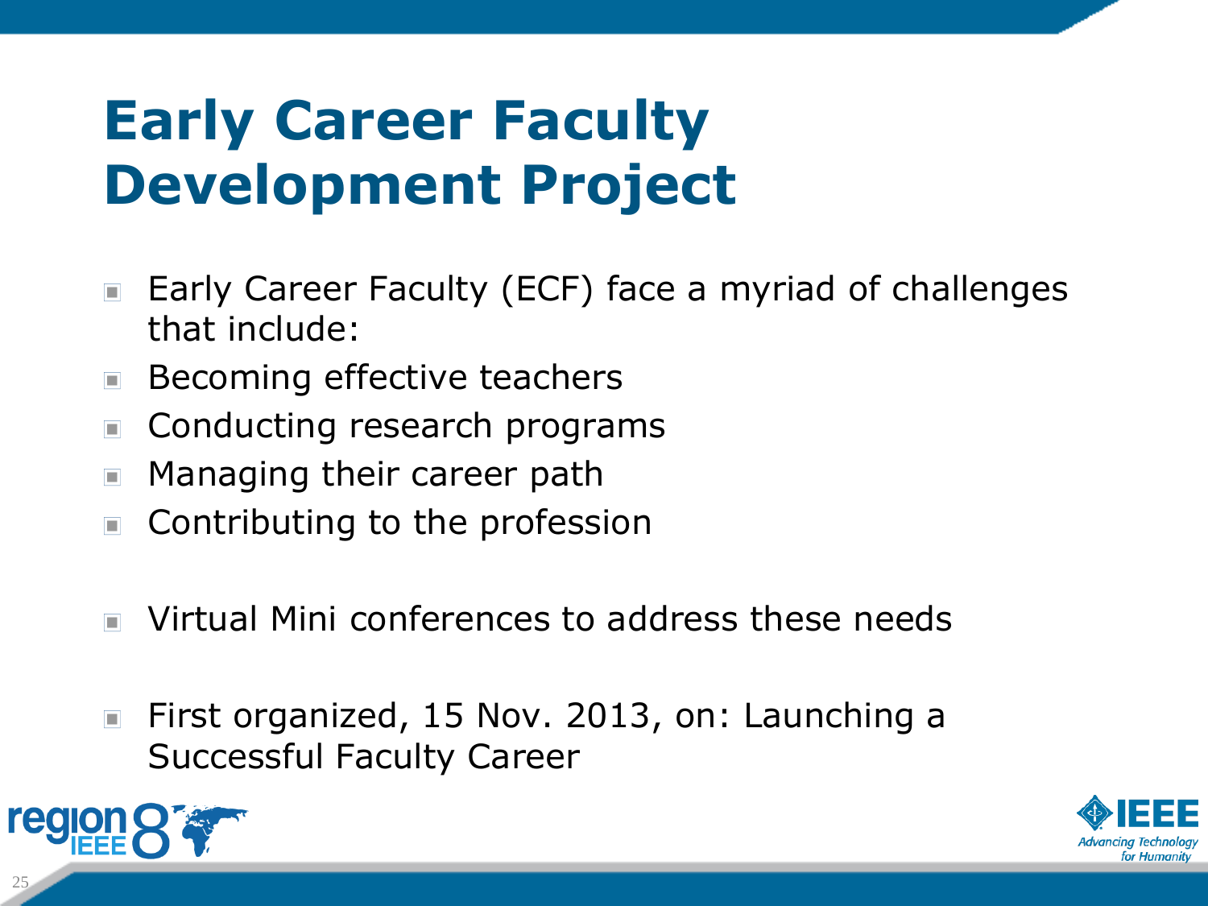# Early Career Faculty Development Project

- Early Career Faculty (ECF) face a myriad of challenges that include:
- Becoming effective teachers
- Conducting research programs
- Managing their career path
- Contributing to the profession

- Virtual Mini conferences to address these needs

- First organized, 15 Nov. 2013, on: Launching a Successful Faculty Career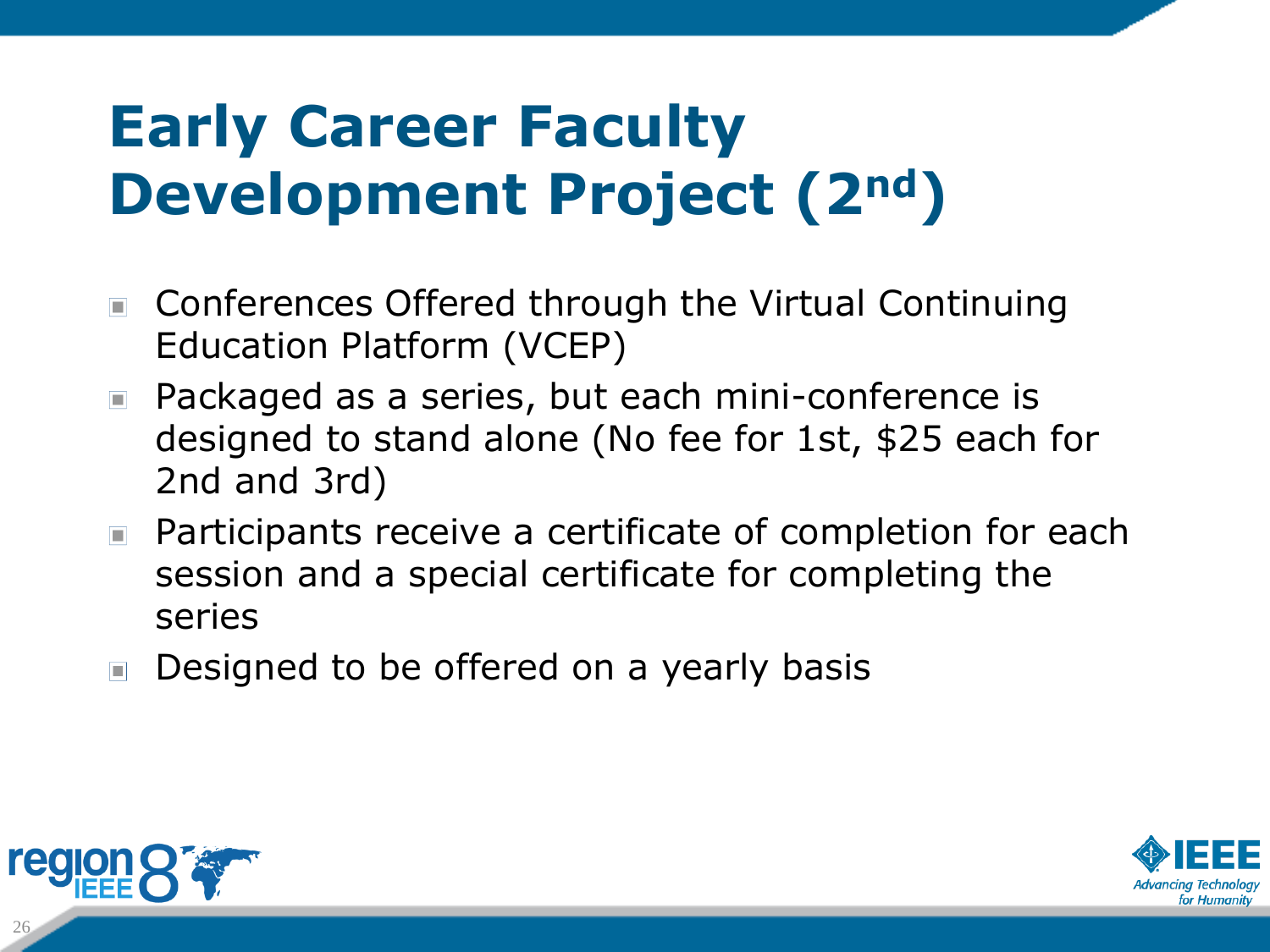# Early Career Faculty Development Project (2nd)

- Conferences Offered through the Virtual Continuing Education Platform (VCEP)
- Packaged as a series, but each mini-conference is designed to stand alone (No fee for 1st, $25 each for 2nd and 3rd)
- Participants receive a certificate of completion for each session and a special certificate for completing the series
- Designed to be offered on a yearly basis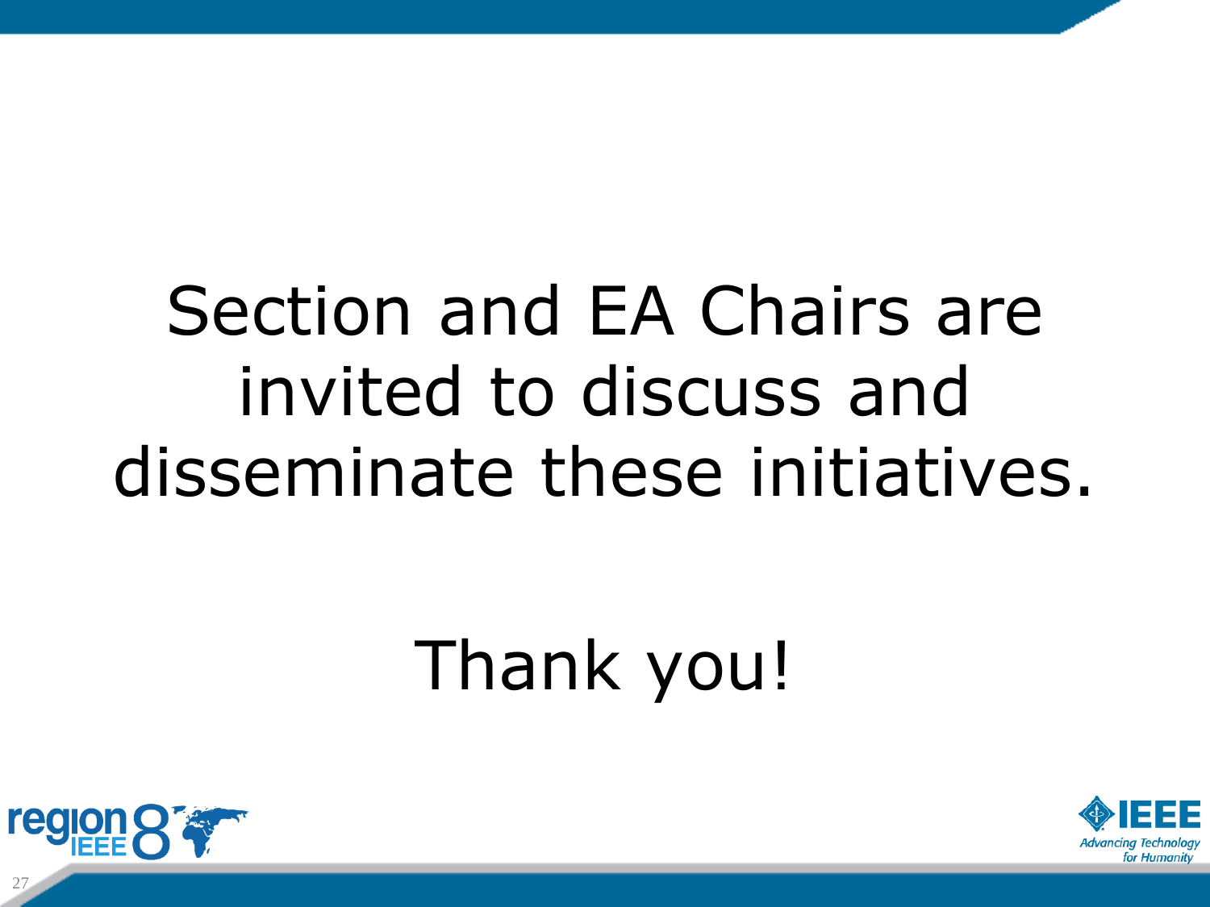Section and EA Chairs are invited to discuss and disseminate these initiatives.

Thank you!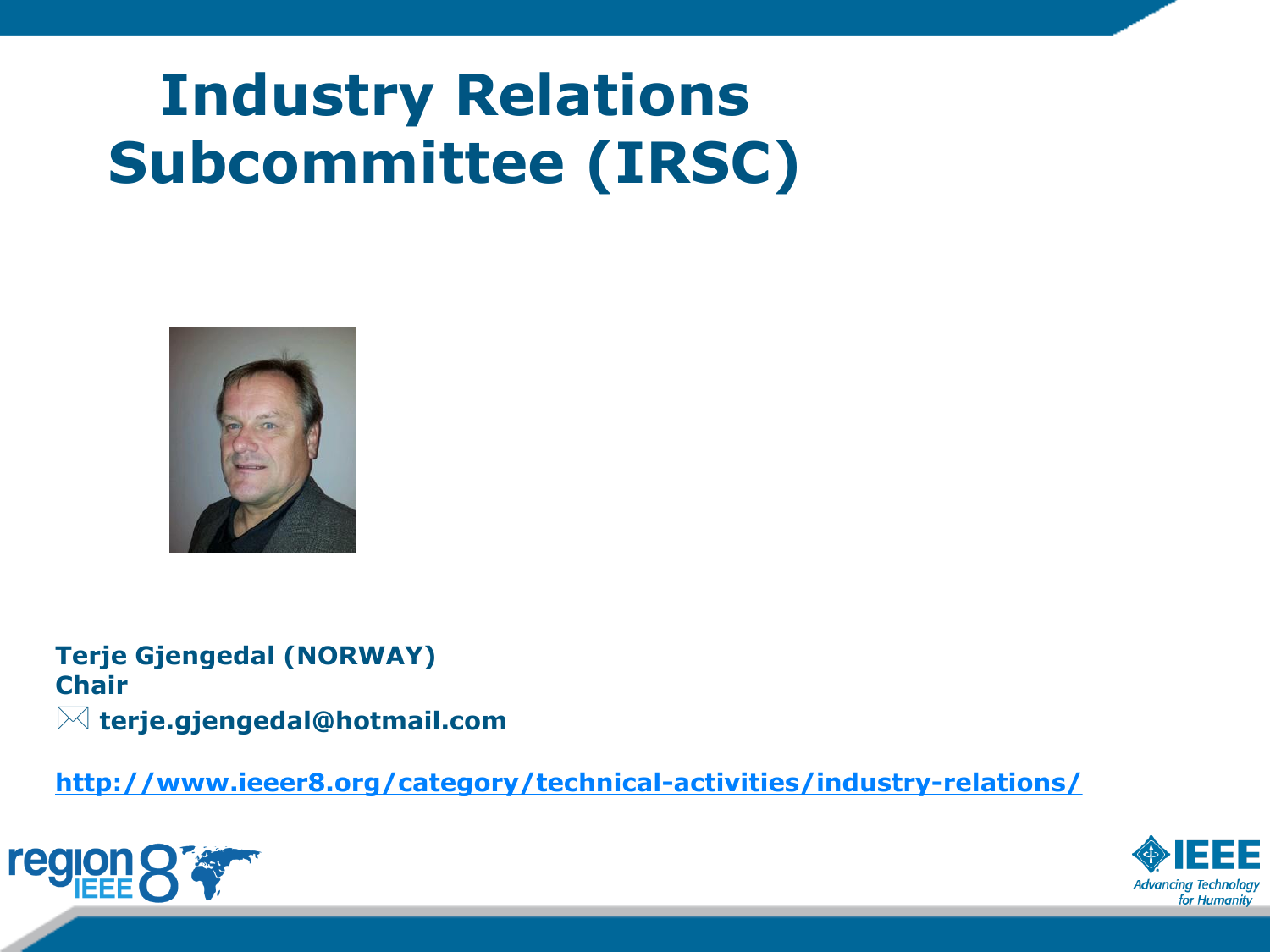# Industry Relations Subcommittee (IRSC)

**Terje Gjengedal (NORWAY)**
**Chair**
**terje.gjengedal@hotmail.com**

http://www.ieeer8.org/category/technical-activities/industry-relations/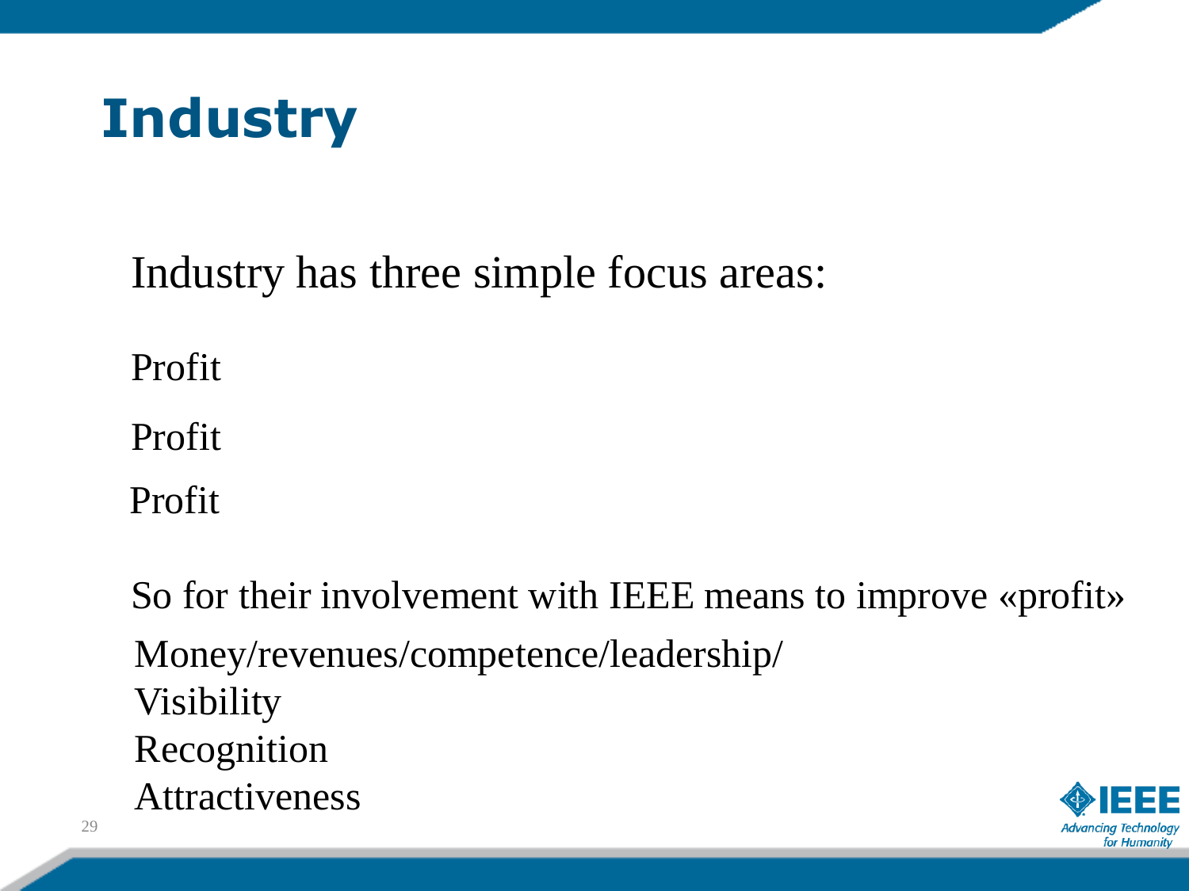# Industry

Industry has three simple focus areas:

Profit

Profit

Profit

So for their involvement with IEEE means to improve «profit»

Money/revenues/competence/leadership/
Visibility
Recognition
Attractiveness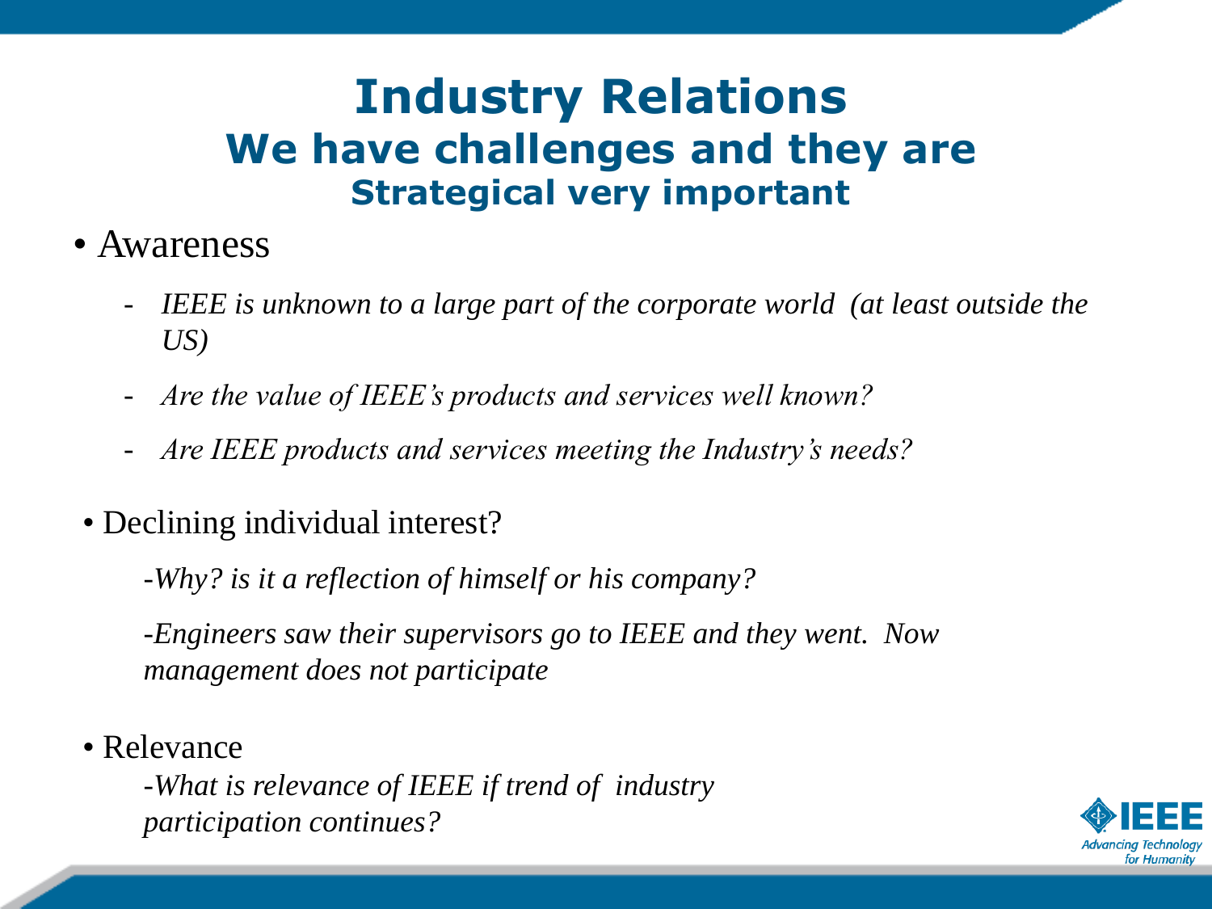# Industry Relations

## We have challenges and they are

### Strategical very important

- Awareness
  - *IEEE is unknown to a large part of the corporate world (at least outside the US)*
  - *Are the value of IEEE's products and services well known?*
  - *Are IEEE products and services meeting the Industry's needs?*

- Declining individual interest?

  *-Why? is it a reflection of himself or his company?*

  *-Engineers saw their supervisors go to IEEE and they went. Now management does not participate*

- Relevance

  *-What is relevance of IEEE if trend of industry participation continues?*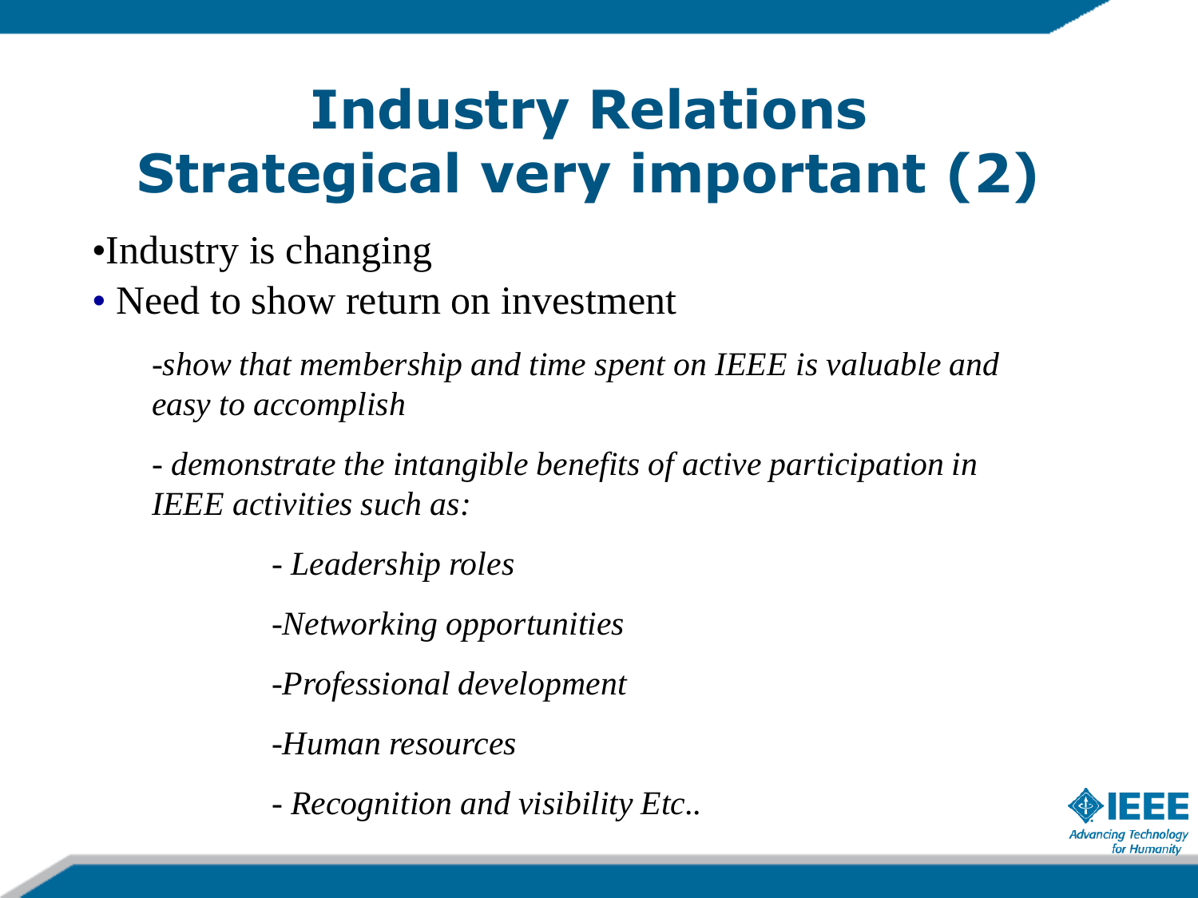# Industry Relations
# Strategical very important (2)

- Industry is changing
- Need to show return on investment

  *-show that membership and time spent on IEEE is valuable and easy to accomplish*

  *- demonstrate the intangible benefits of active participation in IEEE activities such as:*

  *- Leadership roles*

  *-Networking opportunities*

  *-Professional development*

  *-Human resources*

  *- Recognition and visibility Etc..*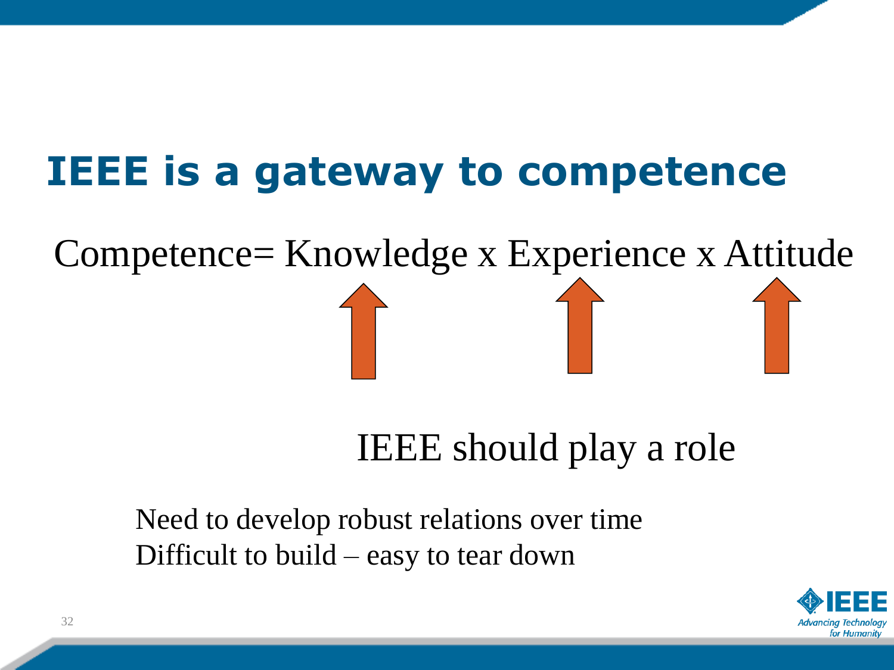# IEEE is a gateway to competence

Competence= Knowledge x Experience x Attitude

IEEE should play a role

Need to develop robust relations over time
Difficult to build – easy to tear down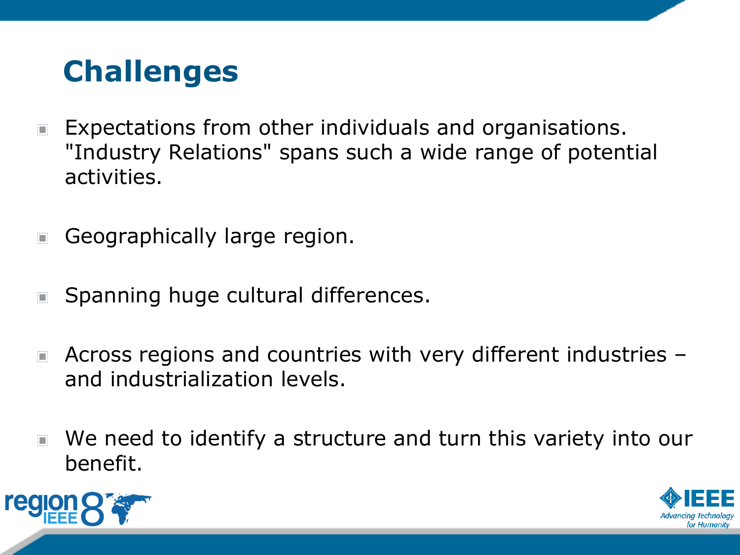# Challenges

- Expectations from other individuals and organisations. "Industry Relations" spans such a wide range of potential activities.
- Geographically large region.
- Spanning huge cultural differences.
- Across regions and countries with very different industries – and industrialization levels.
- We need to identify a structure and turn this variety into our benefit.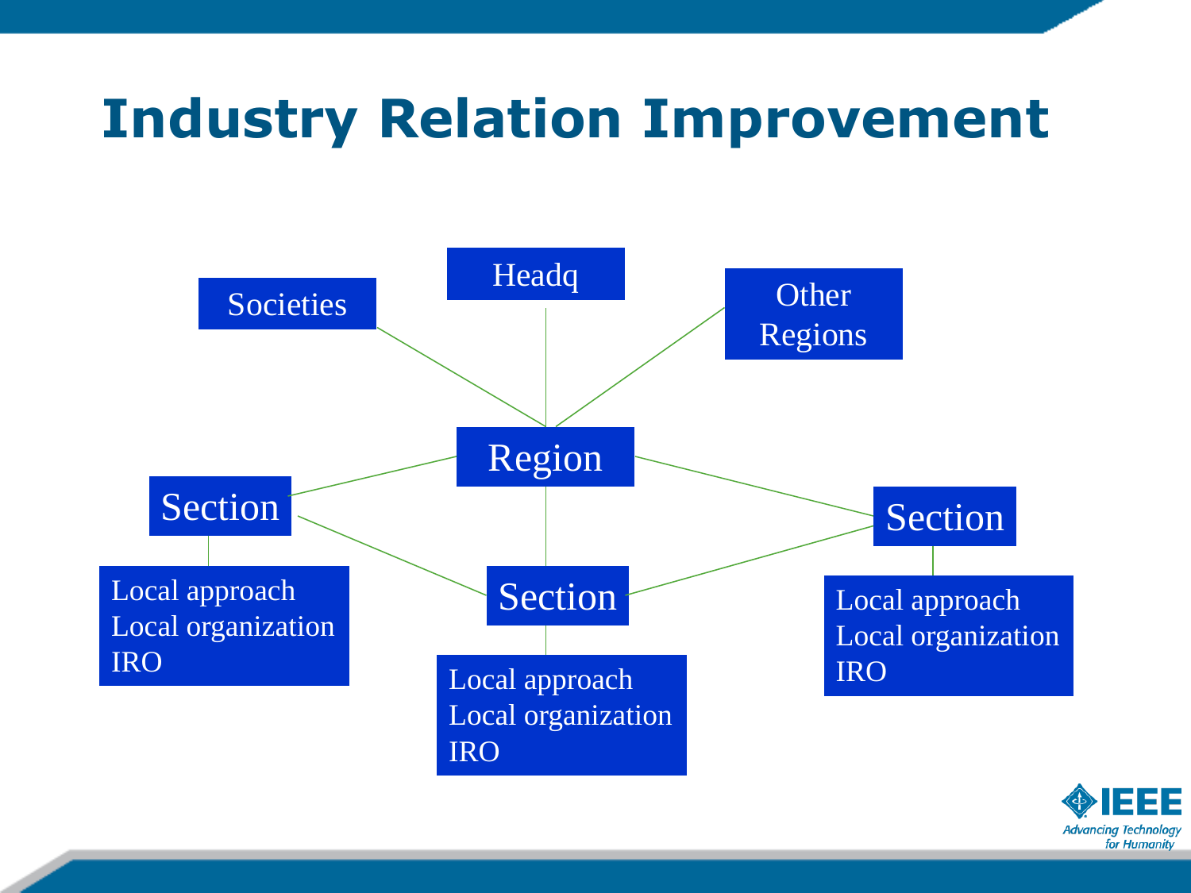# Industry Relation Improvement

Societies

Headq

Other Regions

Region

Section

Section

Section

Local approach
Local organization
IRO

Local approach
Local organization
IRO

Local approach
Local organization
IRO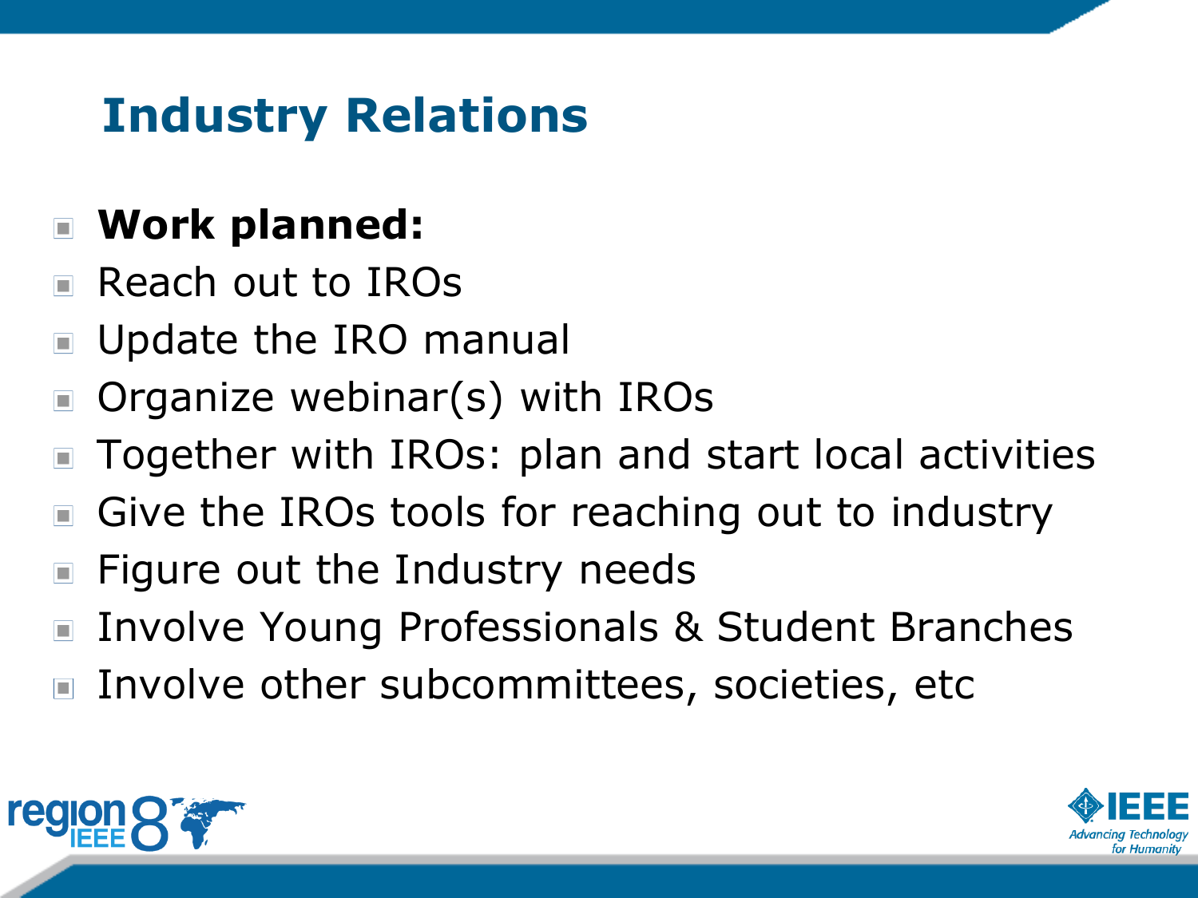# Industry Relations

- **Work planned:**
- Reach out to IROs
- Update the IRO manual
- Organize webinar(s) with IROs
- Together with IROs: plan and start local activities
- Give the IROs tools for reaching out to industry
- Figure out the Industry needs
- Involve Young Professionals & Student Branches
- Involve other subcommittees, societies, etc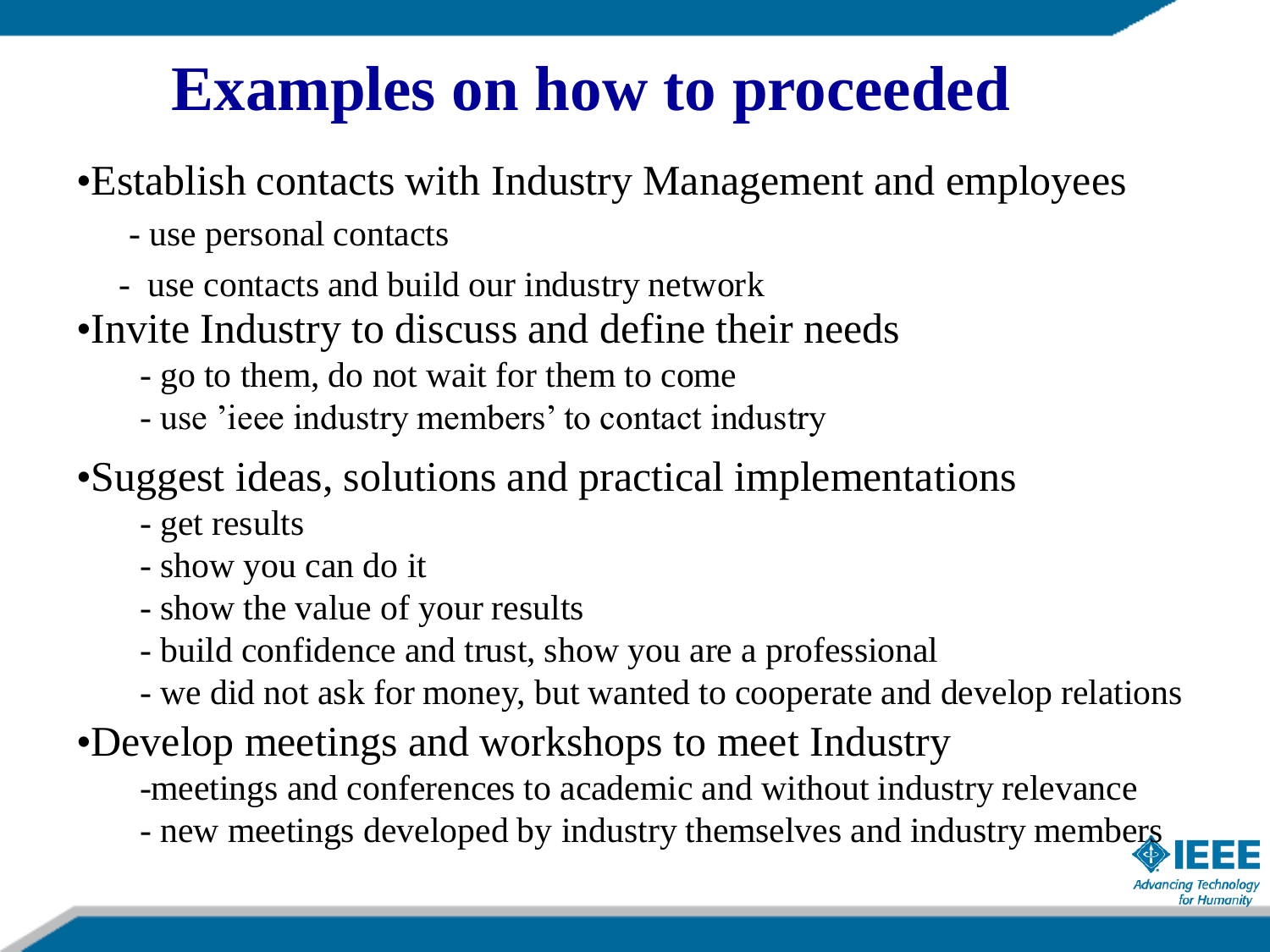# Examples on how to proceeded

- Establish contacts with Industry Management and employees
  - use personal contacts
  - use contacts and build our industry network
- Invite Industry to discuss and define their needs
  - go to them, do not wait for them to come
  - use 'ieee industry members' to contact industry
- Suggest ideas, solutions and practical implementations
  - get results
  - show you can do it
  - show the value of your results
  - build confidence and trust, show you are a professional
  - we did not ask for money, but wanted to cooperate and develop relations
- Develop meetings and workshops to meet Industry
  - meetings and conferences to academic and without industry relevance
  - new meetings developed by industry themselves and industry members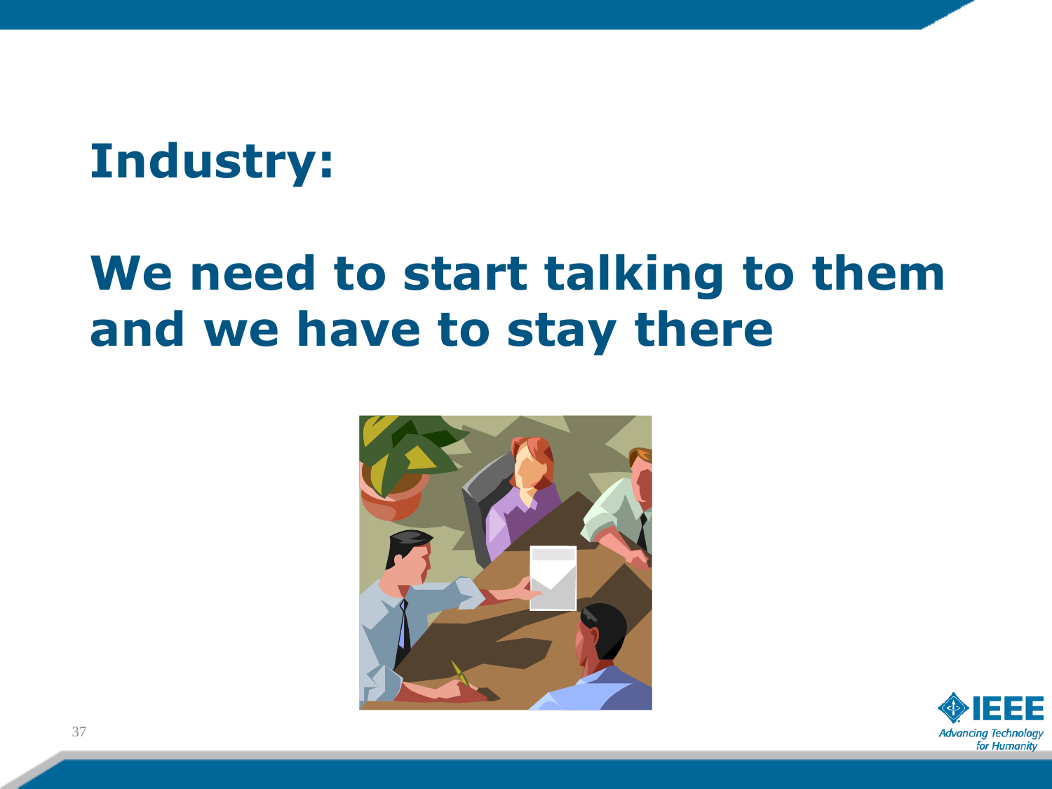# Industry:

# We need to start talking to them and we have to stay there